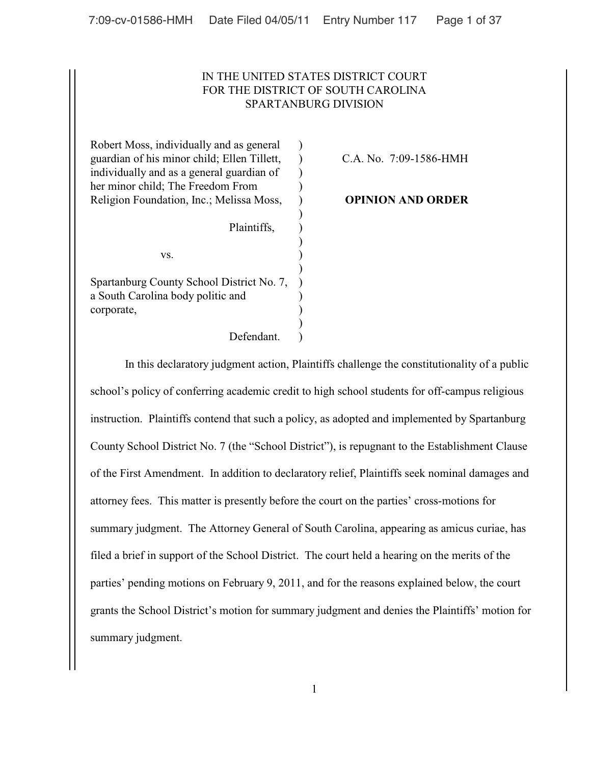IN THE UNITED STATES DISTRICT COURT
FOR THE DISTRICT OF SOUTH CAROLINA
SPARTANBURG DIVISION

Robert Moss, individually and as general guardian of his minor child; Ellen Tillett, individually and as a general guardian of her minor child; The Freedom From Religion Foundation, Inc.; Melissa Moss,

Plaintiffs,

vs.

Spartanburg County School District No. 7, a South Carolina body politic and corporate,

Defendant.

C.A. No. 7:09-1586-HMH

**OPINION AND ORDER**

In this declaratory judgment action, Plaintiffs challenge the constitutionality of a public school's policy of conferring academic credit to high school students for off-campus religious instruction. Plaintiffs contend that such a policy, as adopted and implemented by Spartanburg County School District No. 7 (the "School District"), is repugnant to the Establishment Clause of the First Amendment. In addition to declaratory relief, Plaintiffs seek nominal damages and attorney fees. This matter is presently before the court on the parties' cross-motions for summary judgment. The Attorney General of South Carolina, appearing as amicus curiae, has filed a brief in support of the School District. The court held a hearing on the merits of the parties' pending motions on February 9, 2011, and for the reasons explained below, the court grants the School District's motion for summary judgment and denies the Plaintiffs' motion for summary judgment.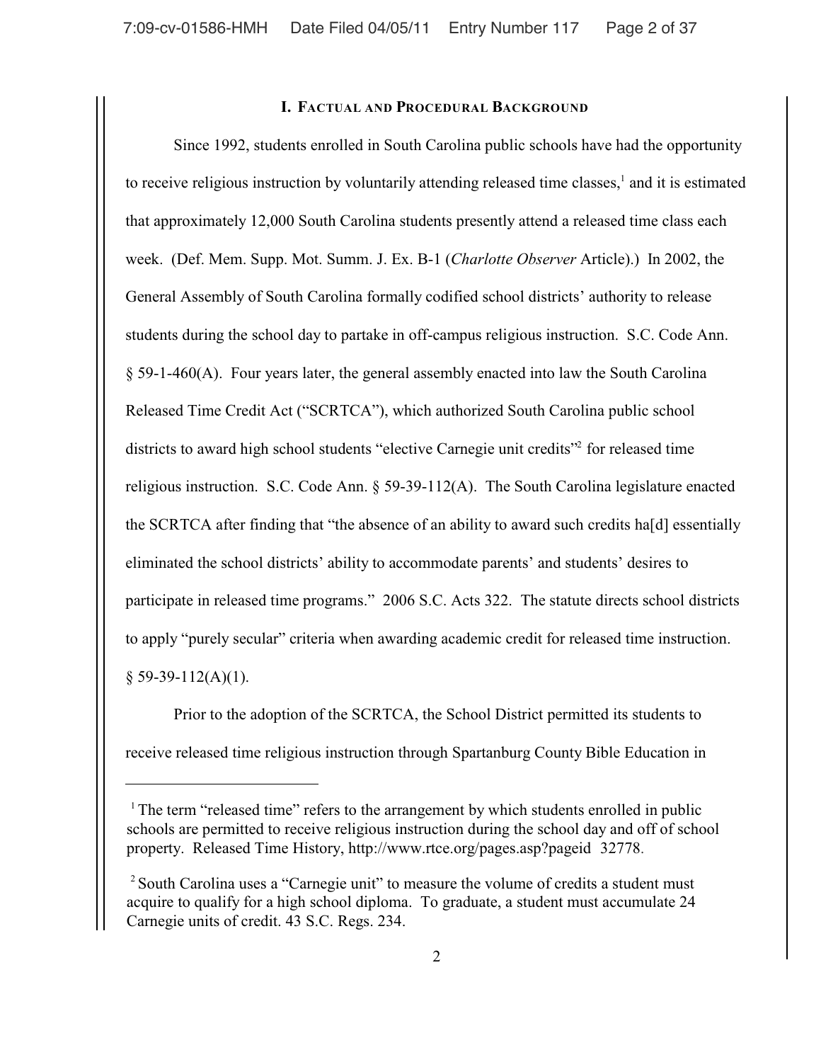## I. Factual and Procedural Background

Since 1992, students enrolled in South Carolina public schools have had the opportunity to receive religious instruction by voluntarily attending released time classes,[1] and it is estimated that approximately 12,000 South Carolina students presently attend a released time class each week. (Def. Mem. Supp. Mot. Summ. J. Ex. B-1 (*Charlotte Observer* Article).) In 2002, the General Assembly of South Carolina formally codified school districts' authority to release students during the school day to partake in off-campus religious instruction. S.C. Code Ann. § 59-1-460(A). Four years later, the general assembly enacted into law the South Carolina Released Time Credit Act ("SCRTCA"), which authorized South Carolina public school districts to award high school students "elective Carnegie unit credits"[2] for released time religious instruction. S.C. Code Ann. § 59-39-112(A). The South Carolina legislature enacted the SCRTCA after finding that "the absence of an ability to award such credits ha[d] essentially eliminated the school districts' ability to accommodate parents' and students' desires to participate in released time programs." 2006 S.C. Acts 322. The statute directs school districts to apply "purely secular" criteria when awarding academic credit for released time instruction. § 59-39-112(A)(1).

Prior to the adoption of the SCRTCA, the School District permitted its students to receive released time religious instruction through Spartanburg County Bible Education in

---

[1] The term "released time" refers to the arrangement by which students enrolled in public schools are permitted to receive religious instruction during the school day and off of school property. Released Time History, http://www.rtce.org/pages.asp?pageid 32778.

[2] South Carolina uses a "Carnegie unit" to measure the volume of credits a student must acquire to qualify for a high school diploma. To graduate, a student must accumulate 24 Carnegie units of credit. 43 S.C. Regs. 234.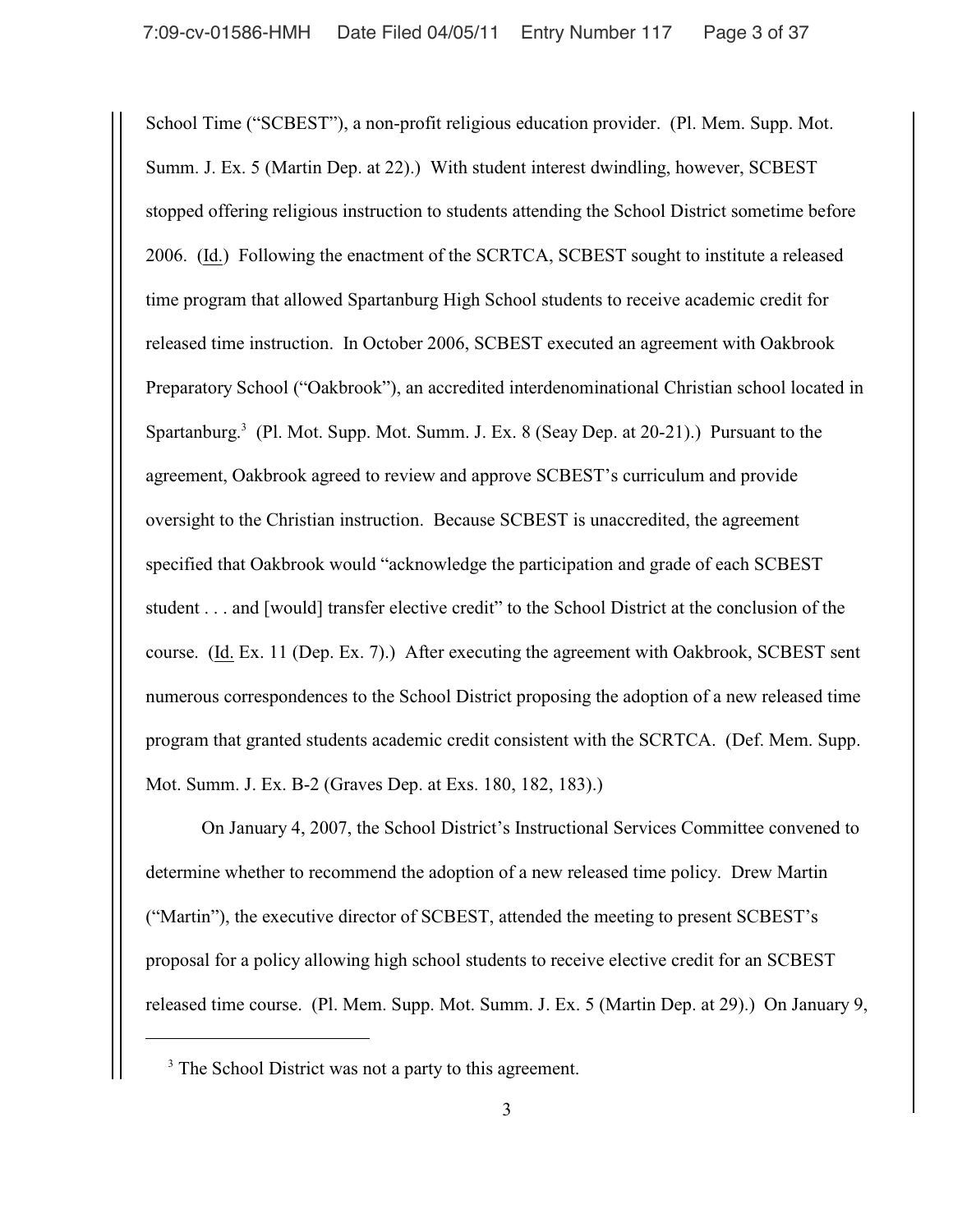School Time ("SCBEST"), a non-profit religious education provider. (Pl. Mem. Supp. Mot. Summ. J. Ex. 5 (Martin Dep. at 22).) With student interest dwindling, however, SCBEST stopped offering religious instruction to students attending the School District sometime before 2006. (Id.) Following the enactment of the SCRTCA, SCBEST sought to institute a released time program that allowed Spartanburg High School students to receive academic credit for released time instruction. In October 2006, SCBEST executed an agreement with Oakbrook Preparatory School ("Oakbrook"), an accredited interdenominational Christian school located in Spartanburg.[3] (Pl. Mot. Supp. Mot. Summ. J. Ex. 8 (Seay Dep. at 20-21).) Pursuant to the agreement, Oakbrook agreed to review and approve SCBEST's curriculum and provide oversight to the Christian instruction. Because SCBEST is unaccredited, the agreement specified that Oakbrook would "acknowledge the participation and grade of each SCBEST student . . . and [would] transfer elective credit" to the School District at the conclusion of the course. (Id. Ex. 11 (Dep. Ex. 7).) After executing the agreement with Oakbrook, SCBEST sent numerous correspondences to the School District proposing the adoption of a new released time program that granted students academic credit consistent with the SCRTCA. (Def. Mem. Supp. Mot. Summ. J. Ex. B-2 (Graves Dep. at Exs. 180, 182, 183).)

On January 4, 2007, the School District's Instructional Services Committee convened to determine whether to recommend the adoption of a new released time policy. Drew Martin ("Martin"), the executive director of SCBEST, attended the meeting to present SCBEST's proposal for a policy allowing high school students to receive elective credit for an SCBEST released time course. (Pl. Mem. Supp. Mot. Summ. J. Ex. 5 (Martin Dep. at 29).) On January 9,

[3] The School District was not a party to this agreement.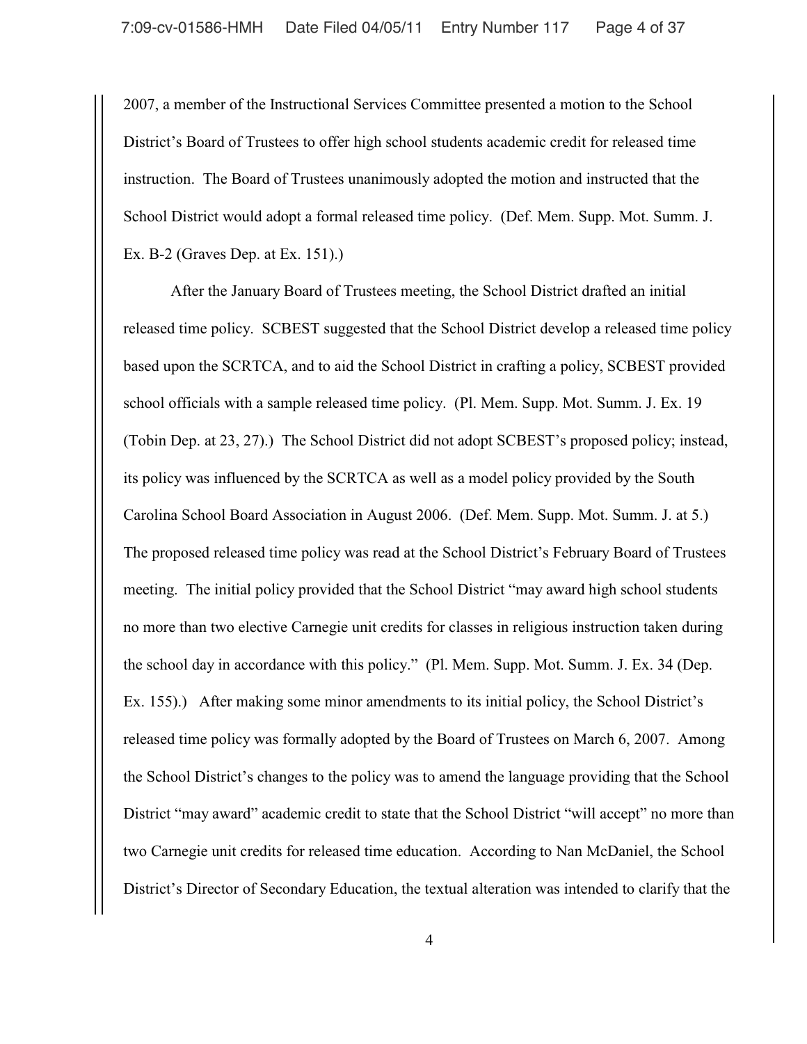2007, a member of the Instructional Services Committee presented a motion to the School District's Board of Trustees to offer high school students academic credit for released time instruction. The Board of Trustees unanimously adopted the motion and instructed that the School District would adopt a formal released time policy. (Def. Mem. Supp. Mot. Summ. J. Ex. B-2 (Graves Dep. at Ex. 151).)

After the January Board of Trustees meeting, the School District drafted an initial released time policy. SCBEST suggested that the School District develop a released time policy based upon the SCRTCA, and to aid the School District in crafting a policy, SCBEST provided school officials with a sample released time policy. (Pl. Mem. Supp. Mot. Summ. J. Ex. 19 (Tobin Dep. at 23, 27).) The School District did not adopt SCBEST's proposed policy; instead, its policy was influenced by the SCRTCA as well as a model policy provided by the South Carolina School Board Association in August 2006. (Def. Mem. Supp. Mot. Summ. J. at 5.) The proposed released time policy was read at the School District's February Board of Trustees meeting. The initial policy provided that the School District "may award high school students no more than two elective Carnegie unit credits for classes in religious instruction taken during the school day in accordance with this policy." (Pl. Mem. Supp. Mot. Summ. J. Ex. 34 (Dep. Ex. 155).) After making some minor amendments to its initial policy, the School District's released time policy was formally adopted by the Board of Trustees on March 6, 2007. Among the School District's changes to the policy was to amend the language providing that the School District "may award" academic credit to state that the School District "will accept" no more than two Carnegie unit credits for released time education. According to Nan McDaniel, the School District's Director of Secondary Education, the textual alteration was intended to clarify that the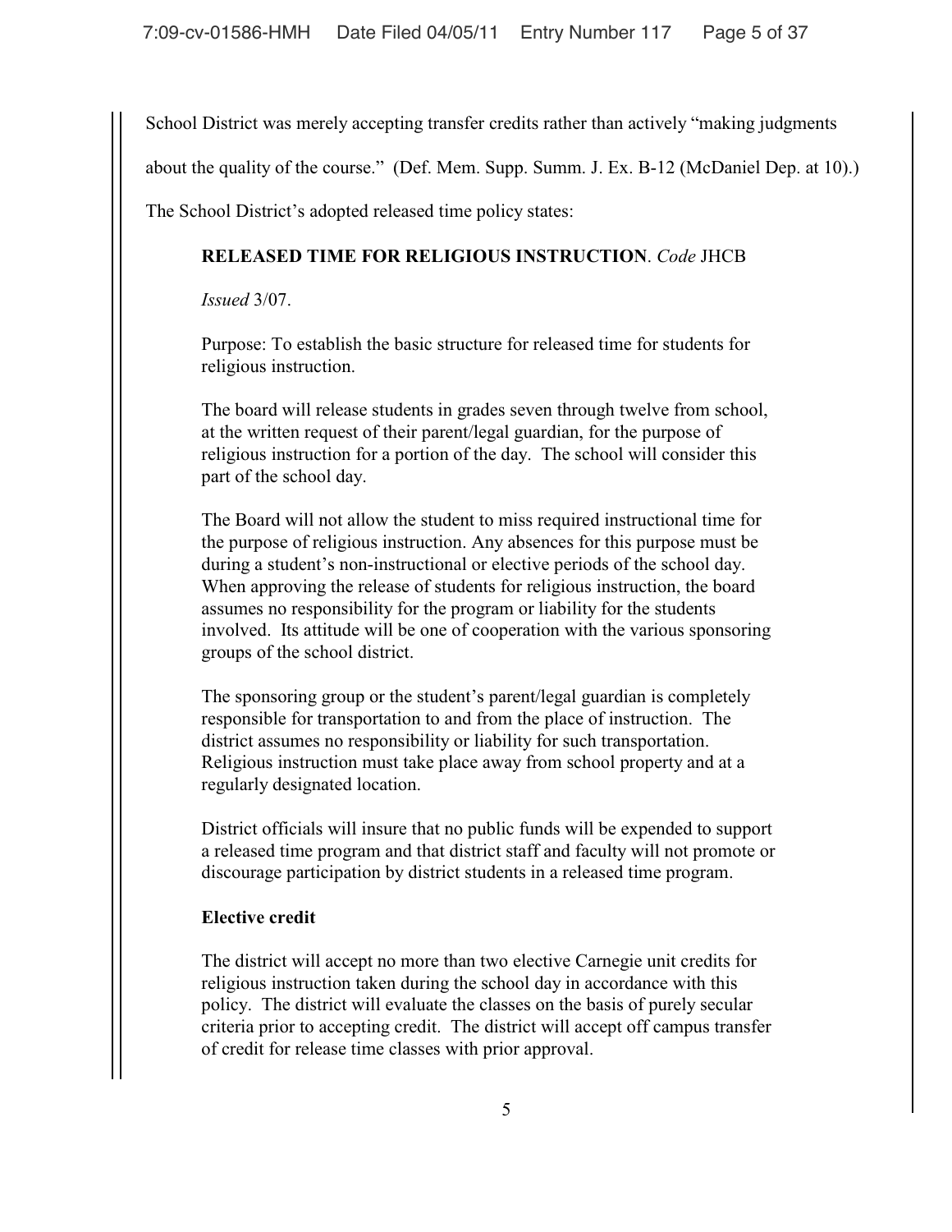School District was merely accepting transfer credits rather than actively "making judgments about the quality of the course." (Def. Mem. Supp. Summ. J. Ex. B-12 (McDaniel Dep. at 10).)

The School District's adopted released time policy states:

> **RELEASED TIME FOR RELIGIOUS INSTRUCTION**. *Code* JHCB
>
> *Issued* 3/07.
>
> Purpose: To establish the basic structure for released time for students for religious instruction.
>
> The board will release students in grades seven through twelve from school, at the written request of their parent/legal guardian, for the purpose of religious instruction for a portion of the day. The school will consider this part of the school day.
>
> The Board will not allow the student to miss required instructional time for the purpose of religious instruction. Any absences for this purpose must be during a student's non-instructional or elective periods of the school day. When approving the release of students for religious instruction, the board assumes no responsibility for the program or liability for the students involved. Its attitude will be one of cooperation with the various sponsoring groups of the school district.
>
> The sponsoring group or the student's parent/legal guardian is completely responsible for transportation to and from the place of instruction. The district assumes no responsibility or liability for such transportation. Religious instruction must take place away from school property and at a regularly designated location.
>
> District officials will insure that no public funds will be expended to support a released time program and that district staff and faculty will not promote or discourage participation by district students in a released time program.
>
> **Elective credit**
>
> The district will accept no more than two elective Carnegie unit credits for religious instruction taken during the school day in accordance with this policy. The district will evaluate the classes on the basis of purely secular criteria prior to accepting credit. The district will accept off campus transfer of credit for release time classes with prior approval.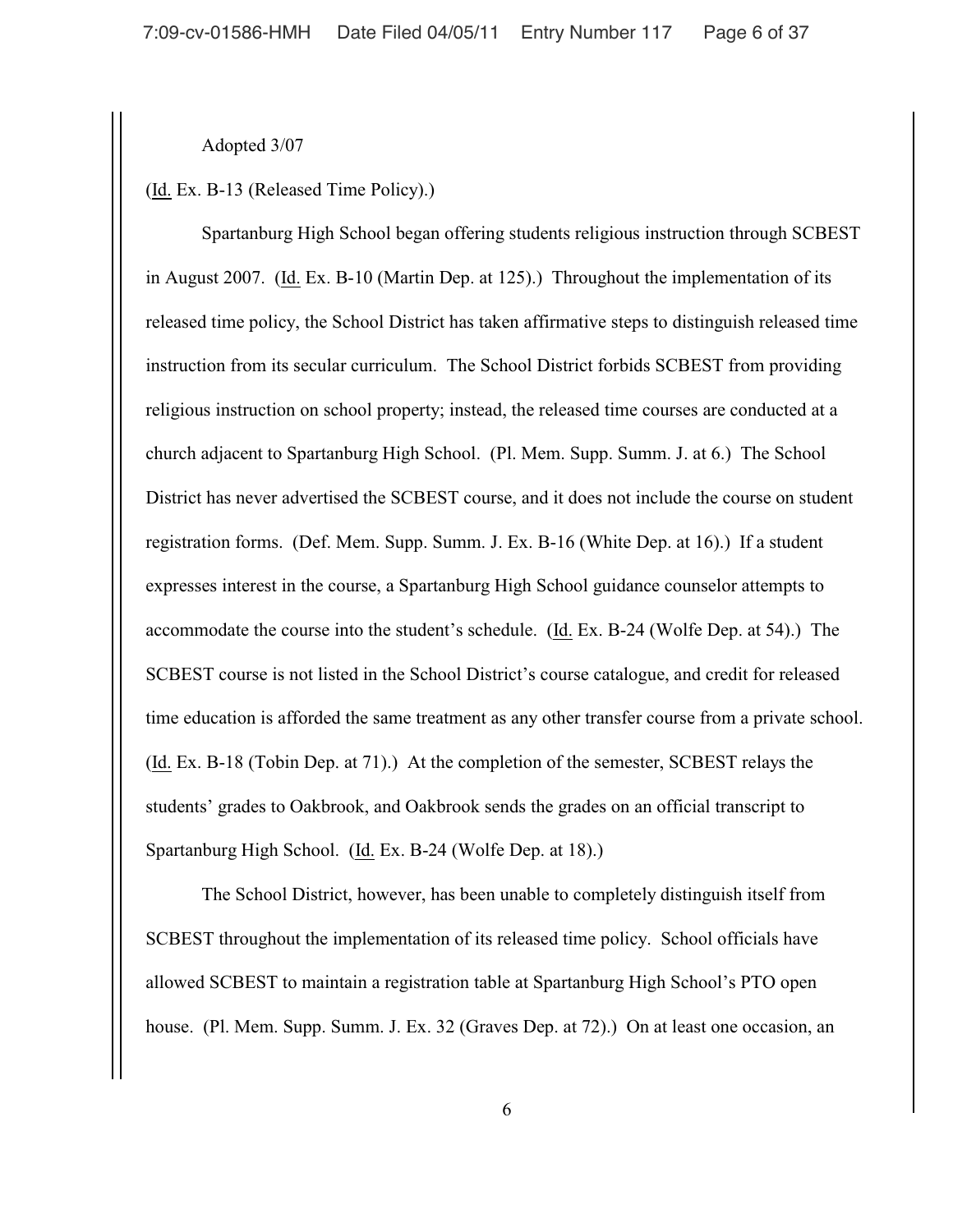Adopted 3/07

(Id. Ex. B-13 (Released Time Policy).)

Spartanburg High School began offering students religious instruction through SCBEST in August 2007. (Id. Ex. B-10 (Martin Dep. at 125).) Throughout the implementation of its released time policy, the School District has taken affirmative steps to distinguish released time instruction from its secular curriculum. The School District forbids SCBEST from providing religious instruction on school property; instead, the released time courses are conducted at a church adjacent to Spartanburg High School. (Pl. Mem. Supp. Summ. J. at 6.) The School District has never advertised the SCBEST course, and it does not include the course on student registration forms. (Def. Mem. Supp. Summ. J. Ex. B-16 (White Dep. at 16).) If a student expresses interest in the course, a Spartanburg High School guidance counselor attempts to accommodate the course into the student's schedule. (Id. Ex. B-24 (Wolfe Dep. at 54).) The SCBEST course is not listed in the School District's course catalogue, and credit for released time education is afforded the same treatment as any other transfer course from a private school. (Id. Ex. B-18 (Tobin Dep. at 71).) At the completion of the semester, SCBEST relays the students' grades to Oakbrook, and Oakbrook sends the grades on an official transcript to Spartanburg High School. (Id. Ex. B-24 (Wolfe Dep. at 18).)

The School District, however, has been unable to completely distinguish itself from SCBEST throughout the implementation of its released time policy. School officials have allowed SCBEST to maintain a registration table at Spartanburg High School's PTO open house. (Pl. Mem. Supp. Summ. J. Ex. 32 (Graves Dep. at 72).) On at least one occasion, an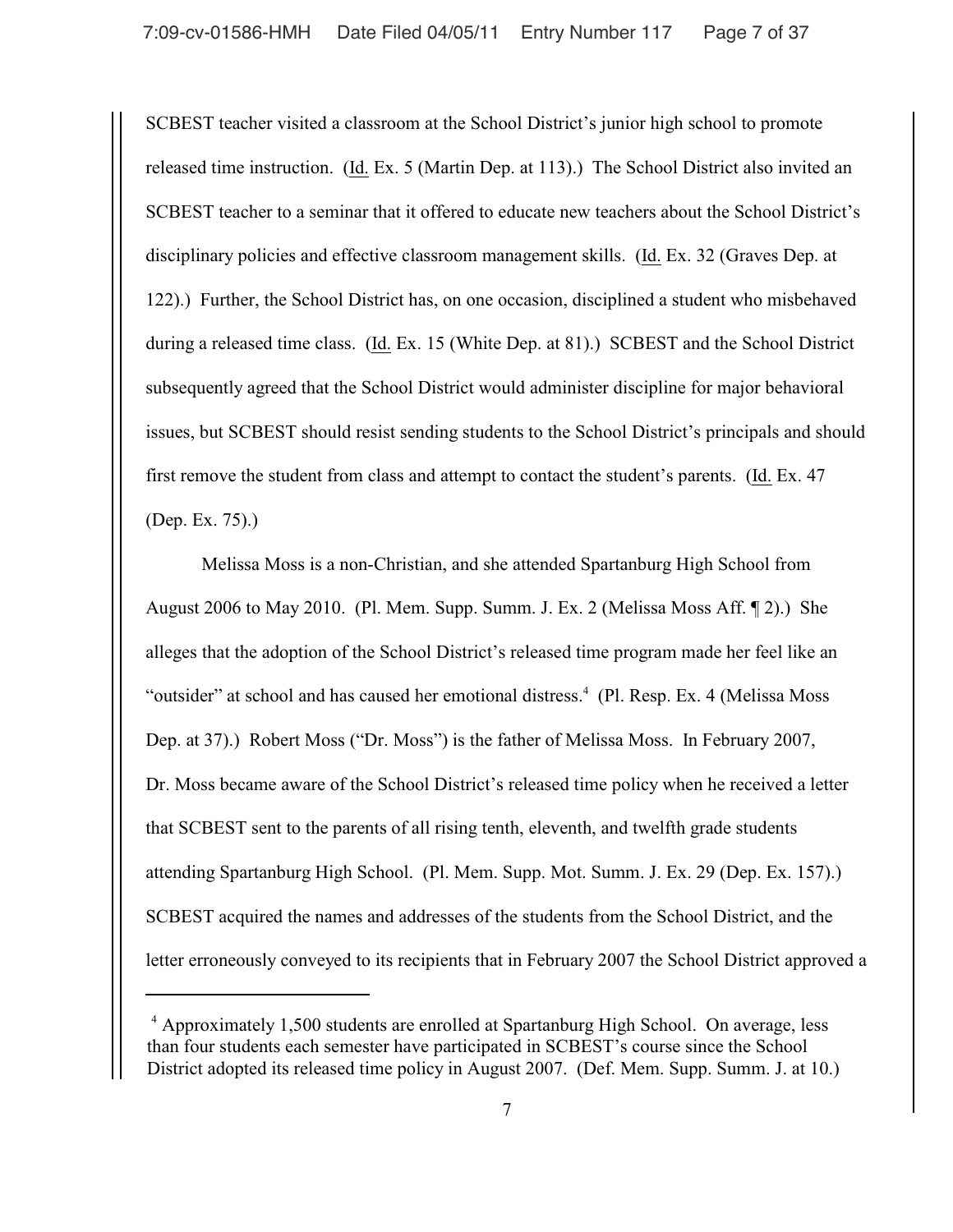SCBEST teacher visited a classroom at the School District's junior high school to promote released time instruction. (Id. Ex. 5 (Martin Dep. at 113).) The School District also invited an SCBEST teacher to a seminar that it offered to educate new teachers about the School District's disciplinary policies and effective classroom management skills. (Id. Ex. 32 (Graves Dep. at 122).) Further, the School District has, on one occasion, disciplined a student who misbehaved during a released time class. (Id. Ex. 15 (White Dep. at 81).) SCBEST and the School District subsequently agreed that the School District would administer discipline for major behavioral issues, but SCBEST should resist sending students to the School District's principals and should first remove the student from class and attempt to contact the student's parents. (Id. Ex. 47 (Dep. Ex. 75).)

Melissa Moss is a non-Christian, and she attended Spartanburg High School from August 2006 to May 2010. (Pl. Mem. Supp. Summ. J. Ex. 2 (Melissa Moss Aff. ¶ 2).) She alleges that the adoption of the School District's released time program made her feel like an "outsider" at school and has caused her emotional distress.[4] (Pl. Resp. Ex. 4 (Melissa Moss Dep. at 37).) Robert Moss ("Dr. Moss") is the father of Melissa Moss. In February 2007, Dr. Moss became aware of the School District's released time policy when he received a letter that SCBEST sent to the parents of all rising tenth, eleventh, and twelfth grade students attending Spartanburg High School. (Pl. Mem. Supp. Mot. Summ. J. Ex. 29 (Dep. Ex. 157).) SCBEST acquired the names and addresses of the students from the School District, and the letter erroneously conveyed to its recipients that in February 2007 the School District approved a

---

[4] Approximately 1,500 students are enrolled at Spartanburg High School. On average, less than four students each semester have participated in SCBEST's course since the School District adopted its released time policy in August 2007. (Def. Mem. Supp. Summ. J. at 10.)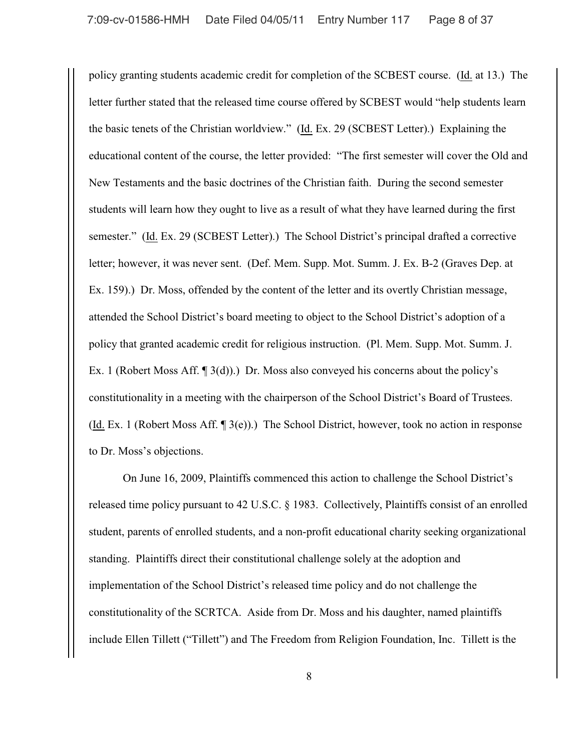policy granting students academic credit for completion of the SCBEST course. (Id. at 13.) The letter further stated that the released time course offered by SCBEST would "help students learn the basic tenets of the Christian worldview." (Id. Ex. 29 (SCBEST Letter).) Explaining the educational content of the course, the letter provided: "The first semester will cover the Old and New Testaments and the basic doctrines of the Christian faith. During the second semester students will learn how they ought to live as a result of what they have learned during the first semester." (Id. Ex. 29 (SCBEST Letter).) The School District's principal drafted a corrective letter; however, it was never sent. (Def. Mem. Supp. Mot. Summ. J. Ex. B-2 (Graves Dep. at Ex. 159).) Dr. Moss, offended by the content of the letter and its overtly Christian message, attended the School District's board meeting to object to the School District's adoption of a policy that granted academic credit for religious instruction. (Pl. Mem. Supp. Mot. Summ. J. Ex. 1 (Robert Moss Aff. ¶ 3(d)).) Dr. Moss also conveyed his concerns about the policy's constitutionality in a meeting with the chairperson of the School District's Board of Trustees. (Id. Ex. 1 (Robert Moss Aff. ¶ 3(e)).) The School District, however, took no action in response to Dr. Moss's objections.

On June 16, 2009, Plaintiffs commenced this action to challenge the School District's released time policy pursuant to 42 U.S.C. § 1983. Collectively, Plaintiffs consist of an enrolled student, parents of enrolled students, and a non-profit educational charity seeking organizational standing. Plaintiffs direct their constitutional challenge solely at the adoption and implementation of the School District's released time policy and do not challenge the constitutionality of the SCRTCA. Aside from Dr. Moss and his daughter, named plaintiffs include Ellen Tillett ("Tillett") and The Freedom from Religion Foundation, Inc. Tillett is the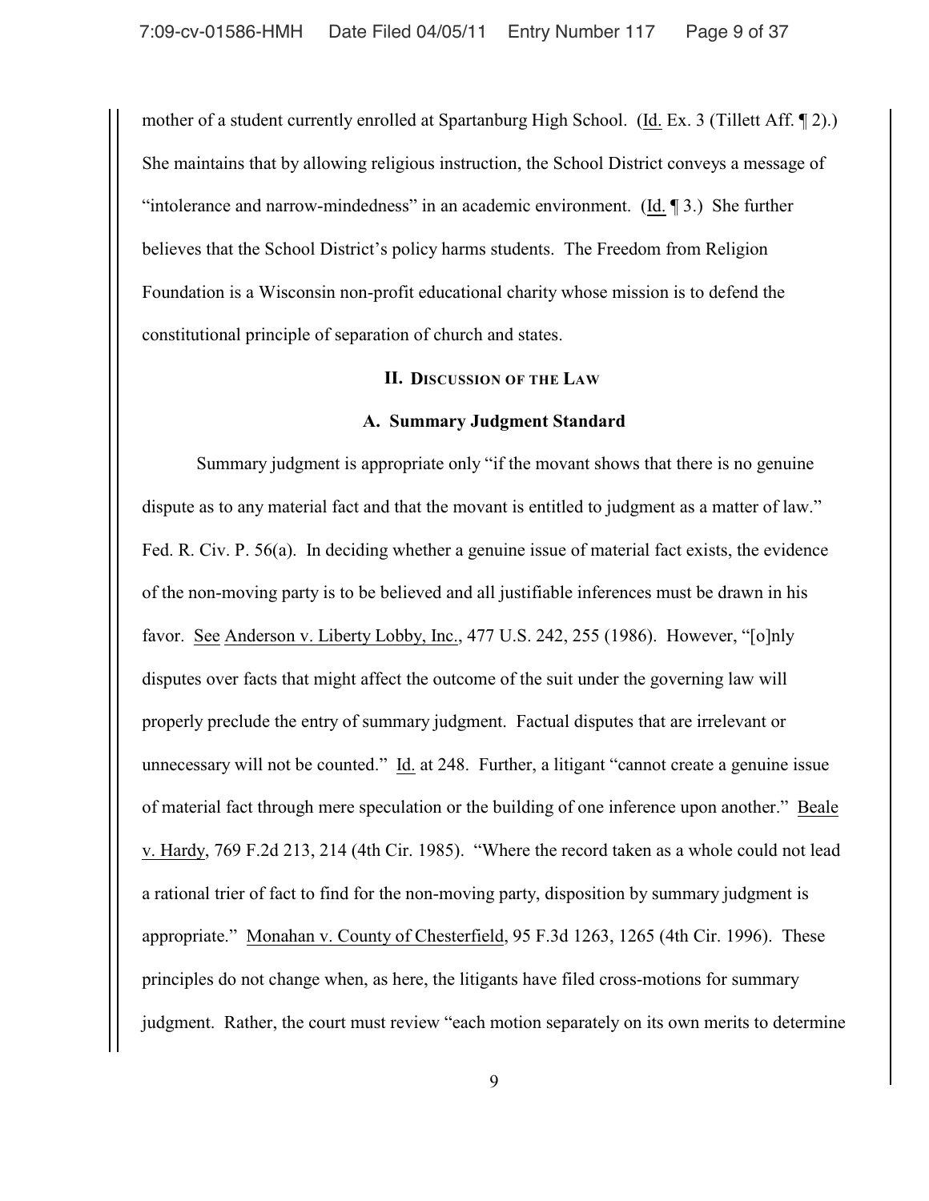mother of a student currently enrolled at Spartanburg High School. (Id. Ex. 3 (Tillett Aff. ¶ 2).) She maintains that by allowing religious instruction, the School District conveys a message of "intolerance and narrow-mindedness" in an academic environment. (Id. ¶ 3.) She further believes that the School District's policy harms students. The Freedom from Religion Foundation is a Wisconsin non-profit educational charity whose mission is to defend the constitutional principle of separation of church and states.

## II. Discussion of the Law

### A. Summary Judgment Standard

Summary judgment is appropriate only "if the movant shows that there is no genuine dispute as to any material fact and that the movant is entitled to judgment as a matter of law." Fed. R. Civ. P. 56(a). In deciding whether a genuine issue of material fact exists, the evidence of the non-moving party is to be believed and all justifiable inferences must be drawn in his favor. See Anderson v. Liberty Lobby, Inc., 477 U.S. 242, 255 (1986). However, "[o]nly disputes over facts that might affect the outcome of the suit under the governing law will properly preclude the entry of summary judgment. Factual disputes that are irrelevant or unnecessary will not be counted." Id. at 248. Further, a litigant "cannot create a genuine issue of material fact through mere speculation or the building of one inference upon another." Beale v. Hardy, 769 F.2d 213, 214 (4th Cir. 1985). "Where the record taken as a whole could not lead a rational trier of fact to find for the non-moving party, disposition by summary judgment is appropriate." Monahan v. County of Chesterfield, 95 F.3d 1263, 1265 (4th Cir. 1996). These principles do not change when, as here, the litigants have filed cross-motions for summary judgment. Rather, the court must review "each motion separately on its own merits to determine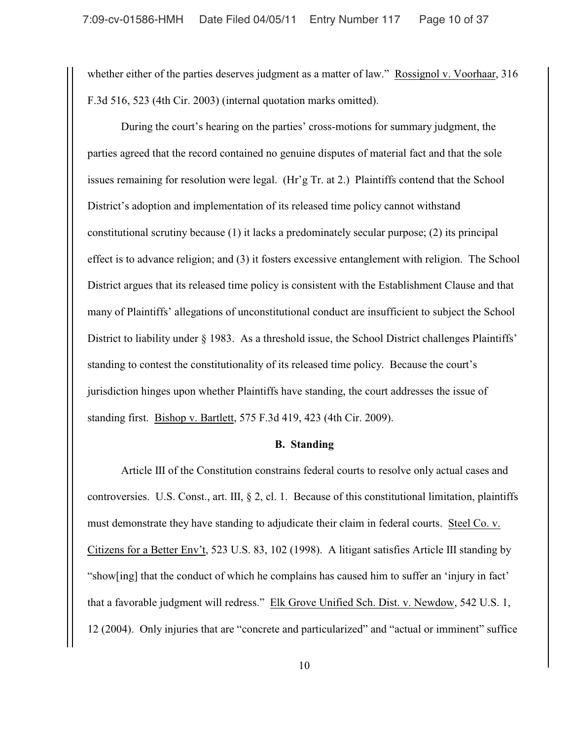whether either of the parties deserves judgment as a matter of law." Rossignol v. Voorhaar, 316 F.3d 516, 523 (4th Cir. 2003) (internal quotation marks omitted).

During the court's hearing on the parties' cross-motions for summary judgment, the parties agreed that the record contained no genuine disputes of material fact and that the sole issues remaining for resolution were legal. (Hr'g Tr. at 2.) Plaintiffs contend that the School District's adoption and implementation of its released time policy cannot withstand constitutional scrutiny because (1) it lacks a predominately secular purpose; (2) its principal effect is to advance religion; and (3) it fosters excessive entanglement with religion. The School District argues that its released time policy is consistent with the Establishment Clause and that many of Plaintiffs' allegations of unconstitutional conduct are insufficient to subject the School District to liability under § 1983. As a threshold issue, the School District challenges Plaintiffs' standing to contest the constitutionality of its released time policy. Because the court's jurisdiction hinges upon whether Plaintiffs have standing, the court addresses the issue of standing first. Bishop v. Bartlett, 575 F.3d 419, 423 (4th Cir. 2009).

**B. Standing**

Article III of the Constitution constrains federal courts to resolve only actual cases and controversies. U.S. Const., art. III, § 2, cl. 1. Because of this constitutional limitation, plaintiffs must demonstrate they have standing to adjudicate their claim in federal courts. Steel Co. v. Citizens for a Better Env't, 523 U.S. 83, 102 (1998). A litigant satisfies Article III standing by "show[ing] that the conduct of which he complains has caused him to suffer an 'injury in fact' that a favorable judgment will redress." Elk Grove Unified Sch. Dist. v. Newdow, 542 U.S. 1, 12 (2004). Only injuries that are "concrete and particularized" and "actual or imminent" suffice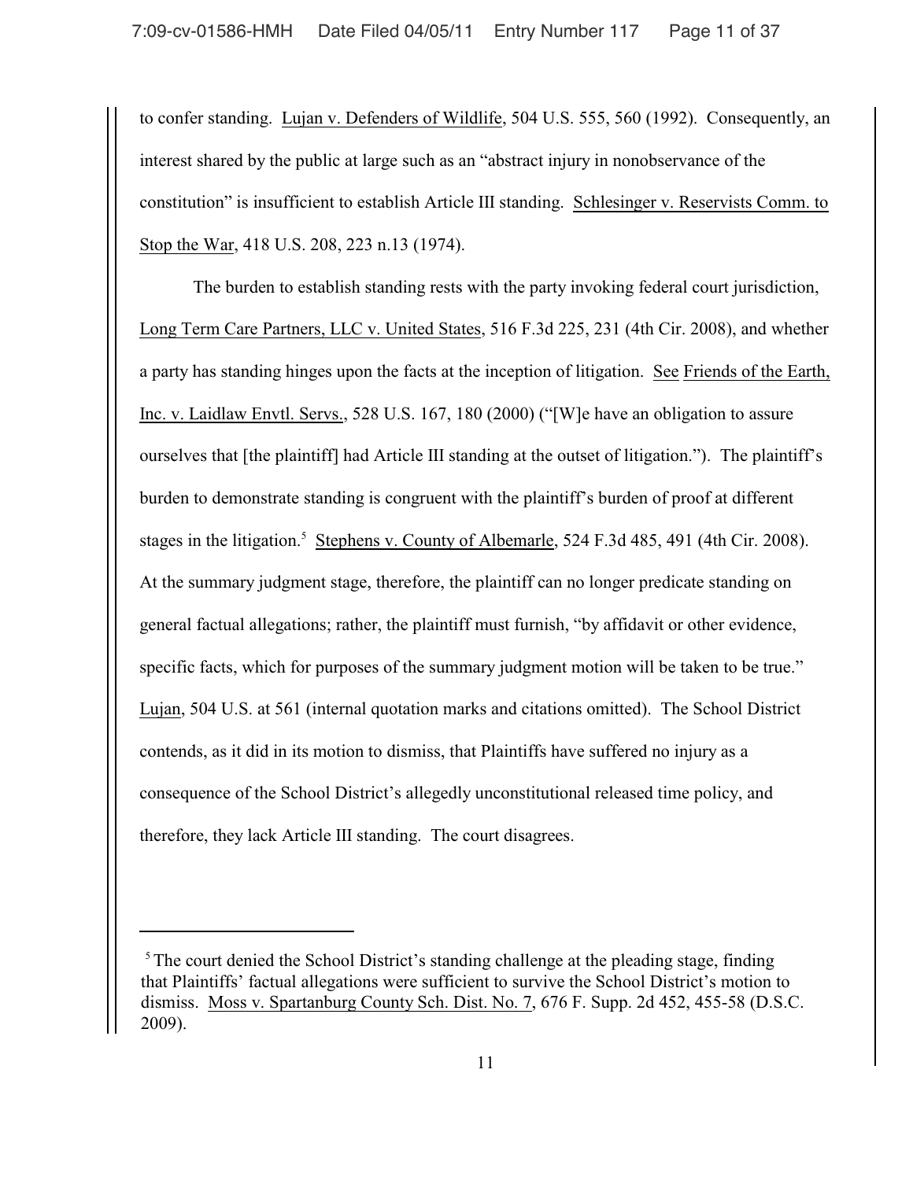to confer standing. Lujan v. Defenders of Wildlife, 504 U.S. 555, 560 (1992). Consequently, an interest shared by the public at large such as an "abstract injury in nonobservance of the constitution" is insufficient to establish Article III standing. Schlesinger v. Reservists Comm. to Stop the War, 418 U.S. 208, 223 n.13 (1974).

The burden to establish standing rests with the party invoking federal court jurisdiction, Long Term Care Partners, LLC v. United States, 516 F.3d 225, 231 (4th Cir. 2008), and whether a party has standing hinges upon the facts at the inception of litigation. See Friends of the Earth, Inc. v. Laidlaw Envtl. Servs., 528 U.S. 167, 180 (2000) ("[W]e have an obligation to assure ourselves that [the plaintiff] had Article III standing at the outset of litigation."). The plaintiff's burden to demonstrate standing is congruent with the plaintiff's burden of proof at different stages in the litigation.[5] Stephens v. County of Albemarle, 524 F.3d 485, 491 (4th Cir. 2008). At the summary judgment stage, therefore, the plaintiff can no longer predicate standing on general factual allegations; rather, the plaintiff must furnish, "by affidavit or other evidence, specific facts, which for purposes of the summary judgment motion will be taken to be true." Lujan, 504 U.S. at 561 (internal quotation marks and citations omitted). The School District contends, as it did in its motion to dismiss, that Plaintiffs have suffered no injury as a consequence of the School District's allegedly unconstitutional released time policy, and therefore, they lack Article III standing. The court disagrees.

---

[5] The court denied the School District's standing challenge at the pleading stage, finding that Plaintiffs' factual allegations were sufficient to survive the School District's motion to dismiss. Moss v. Spartanburg County Sch. Dist. No. 7, 676 F. Supp. 2d 452, 455-58 (D.S.C. 2009).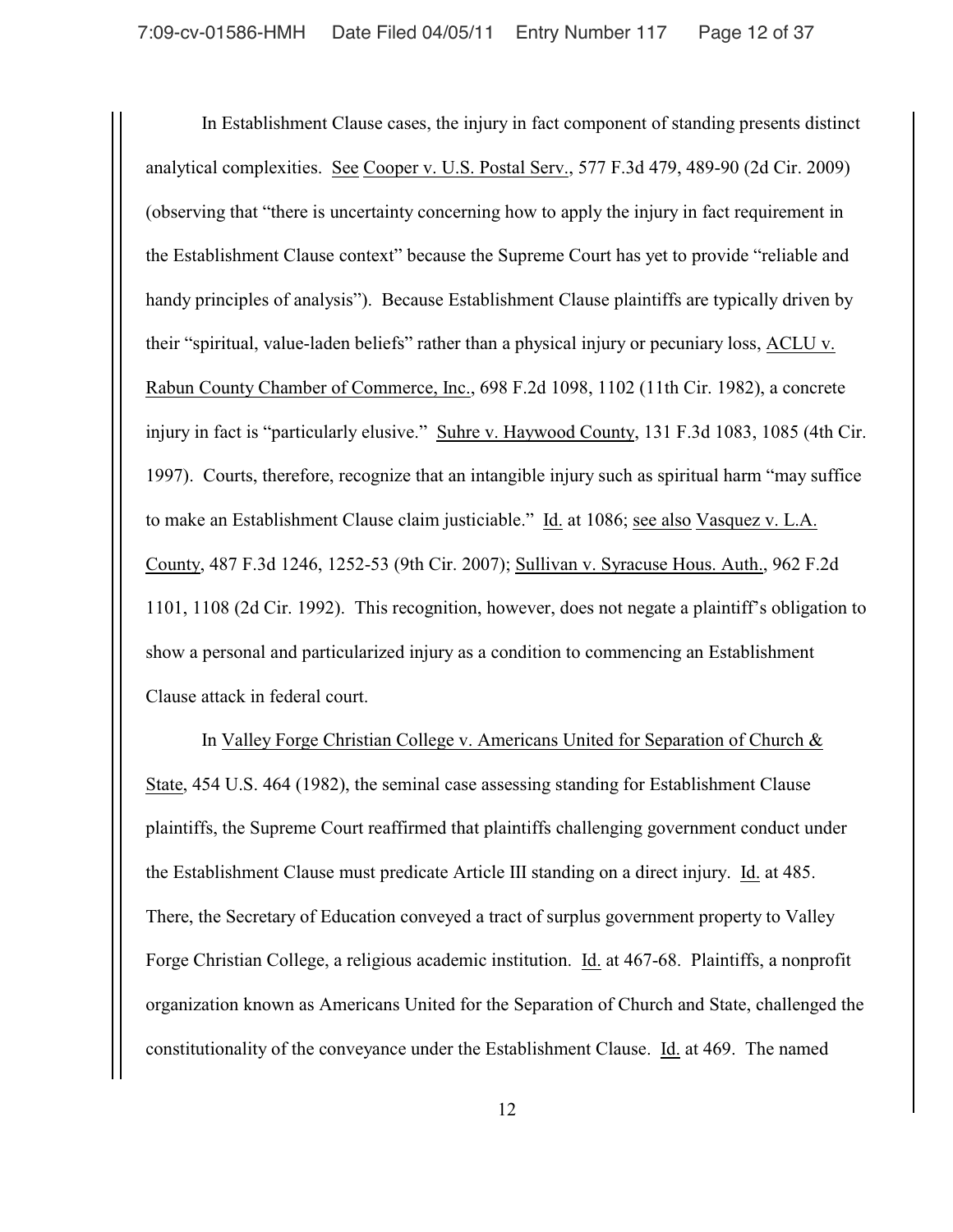In Establishment Clause cases, the injury in fact component of standing presents distinct analytical complexities. See Cooper v. U.S. Postal Serv., 577 F.3d 479, 489-90 (2d Cir. 2009) (observing that "there is uncertainty concerning how to apply the injury in fact requirement in the Establishment Clause context" because the Supreme Court has yet to provide "reliable and handy principles of analysis"). Because Establishment Clause plaintiffs are typically driven by their "spiritual, value-laden beliefs" rather than a physical injury or pecuniary loss, ACLU v. Rabun County Chamber of Commerce, Inc., 698 F.2d 1098, 1102 (11th Cir. 1982), a concrete injury in fact is "particularly elusive." Suhre v. Haywood County, 131 F.3d 1083, 1085 (4th Cir. 1997). Courts, therefore, recognize that an intangible injury such as spiritual harm "may suffice to make an Establishment Clause claim justiciable." Id. at 1086; see also Vasquez v. L.A. County, 487 F.3d 1246, 1252-53 (9th Cir. 2007); Sullivan v. Syracuse Hous. Auth., 962 F.2d 1101, 1108 (2d Cir. 1992). This recognition, however, does not negate a plaintiff's obligation to show a personal and particularized injury as a condition to commencing an Establishment Clause attack in federal court.

In Valley Forge Christian College v. Americans United for Separation of Church & State, 454 U.S. 464 (1982), the seminal case assessing standing for Establishment Clause plaintiffs, the Supreme Court reaffirmed that plaintiffs challenging government conduct under the Establishment Clause must predicate Article III standing on a direct injury. Id. at 485. There, the Secretary of Education conveyed a tract of surplus government property to Valley Forge Christian College, a religious academic institution. Id. at 467-68. Plaintiffs, a nonprofit organization known as Americans United for the Separation of Church and State, challenged the constitutionality of the conveyance under the Establishment Clause. Id. at 469. The named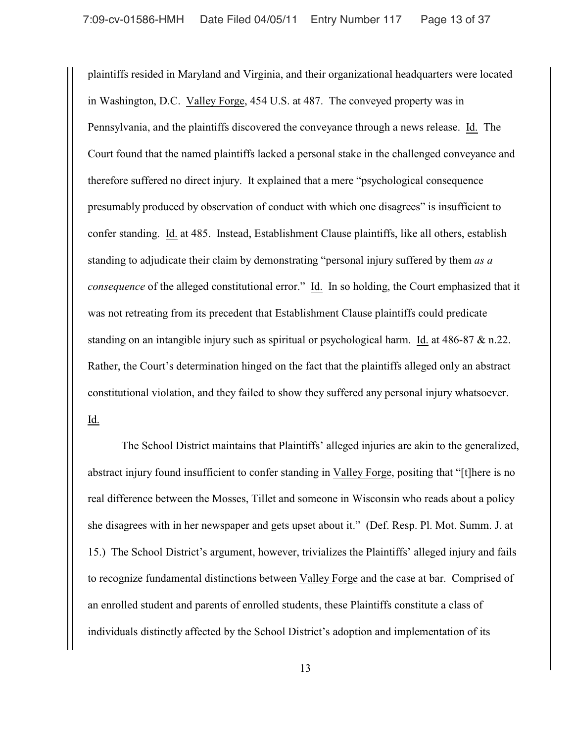plaintiffs resided in Maryland and Virginia, and their organizational headquarters were located in Washington, D.C. Valley Forge, 454 U.S. at 487. The conveyed property was in Pennsylvania, and the plaintiffs discovered the conveyance through a news release. Id. The Court found that the named plaintiffs lacked a personal stake in the challenged conveyance and therefore suffered no direct injury. It explained that a mere "psychological consequence presumably produced by observation of conduct with which one disagrees" is insufficient to confer standing. Id. at 485. Instead, Establishment Clause plaintiffs, like all others, establish standing to adjudicate their claim by demonstrating "personal injury suffered by them *as a consequence* of the alleged constitutional error." Id. In so holding, the Court emphasized that it was not retreating from its precedent that Establishment Clause plaintiffs could predicate standing on an intangible injury such as spiritual or psychological harm. Id. at 486-87 & n.22. Rather, the Court's determination hinged on the fact that the plaintiffs alleged only an abstract constitutional violation, and they failed to show they suffered any personal injury whatsoever. Id.

The School District maintains that Plaintiffs' alleged injuries are akin to the generalized, abstract injury found insufficient to confer standing in Valley Forge, positing that "[t]here is no real difference between the Mosses, Tillet and someone in Wisconsin who reads about a policy she disagrees with in her newspaper and gets upset about it." (Def. Resp. Pl. Mot. Summ. J. at 15.) The School District's argument, however, trivializes the Plaintiffs' alleged injury and fails to recognize fundamental distinctions between Valley Forge and the case at bar. Comprised of an enrolled student and parents of enrolled students, these Plaintiffs constitute a class of individuals distinctly affected by the School District's adoption and implementation of its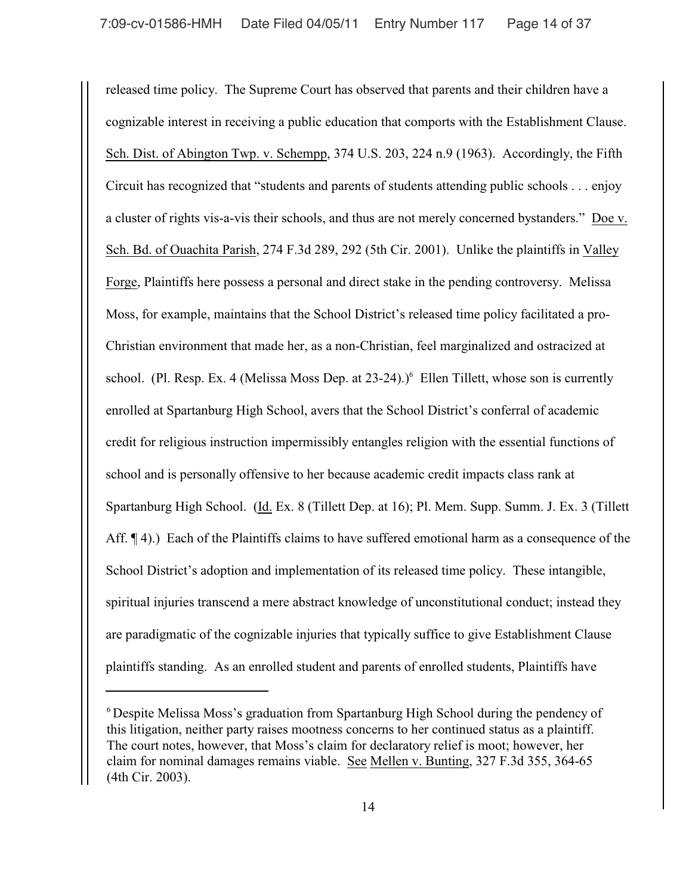released time policy. The Supreme Court has observed that parents and their children have a cognizable interest in receiving a public education that comports with the Establishment Clause. Sch. Dist. of Abington Twp. v. Schempp, 374 U.S. 203, 224 n.9 (1963). Accordingly, the Fifth Circuit has recognized that "students and parents of students attending public schools . . . enjoy a cluster of rights vis-a-vis their schools, and thus are not merely concerned bystanders." Doe v. Sch. Bd. of Ouachita Parish, 274 F.3d 289, 292 (5th Cir. 2001). Unlike the plaintiffs in Valley Forge, Plaintiffs here possess a personal and direct stake in the pending controversy. Melissa Moss, for example, maintains that the School District's released time policy facilitated a pro-Christian environment that made her, as a non-Christian, feel marginalized and ostracized at school. (Pl. Resp. Ex. 4 (Melissa Moss Dep. at 23-24).)[6] Ellen Tillett, whose son is currently enrolled at Spartanburg High School, avers that the School District's conferral of academic credit for religious instruction impermissibly entangles religion with the essential functions of school and is personally offensive to her because academic credit impacts class rank at Spartanburg High School. (Id. Ex. 8 (Tillett Dep. at 16); Pl. Mem. Supp. Summ. J. Ex. 3 (Tillett Aff. ¶ 4).) Each of the Plaintiffs claims to have suffered emotional harm as a consequence of the School District's adoption and implementation of its released time policy. These intangible, spiritual injuries transcend a mere abstract knowledge of unconstitutional conduct; instead they are paradigmatic of the cognizable injuries that typically suffice to give Establishment Clause plaintiffs standing. As an enrolled student and parents of enrolled students, Plaintiffs have

[6] Despite Melissa Moss's graduation from Spartanburg High School during the pendency of this litigation, neither party raises mootness concerns to her continued status as a plaintiff. The court notes, however, that Moss's claim for declaratory relief is moot; however, her claim for nominal damages remains viable. See Mellen v. Bunting, 327 F.3d 355, 364-65 (4th Cir. 2003).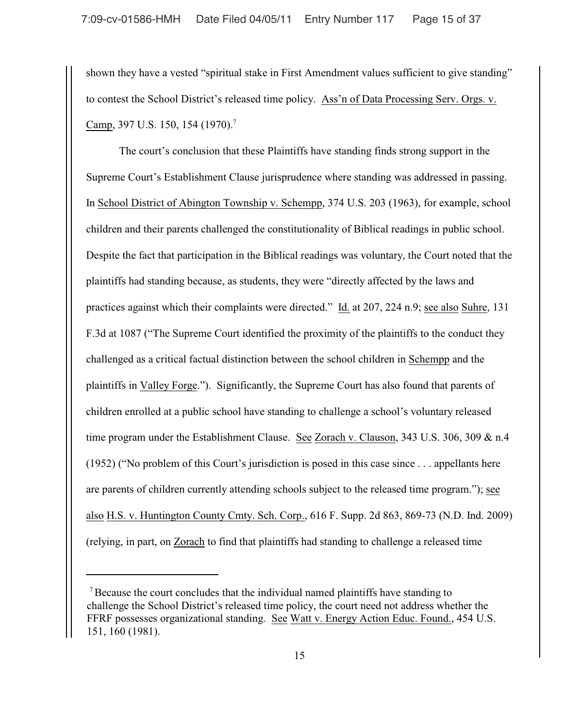shown they have a vested "spiritual stake in First Amendment values sufficient to give standing" to contest the School District's released time policy. Ass'n of Data Processing Serv. Orgs. v. Camp, 397 U.S. 150, 154 (1970).[7]

The court's conclusion that these Plaintiffs have standing finds strong support in the Supreme Court's Establishment Clause jurisprudence where standing was addressed in passing. In School District of Abington Township v. Schempp, 374 U.S. 203 (1963), for example, school children and their parents challenged the constitutionality of Biblical readings in public school. Despite the fact that participation in the Biblical readings was voluntary, the Court noted that the plaintiffs had standing because, as students, they were "directly affected by the laws and practices against which their complaints were directed." Id. at 207, 224 n.9; see also Suhre, 131 F.3d at 1087 ("The Supreme Court identified the proximity of the plaintiffs to the conduct they challenged as a critical factual distinction between the school children in Schempp and the plaintiffs in Valley Forge."). Significantly, the Supreme Court has also found that parents of children enrolled at a public school have standing to challenge a school's voluntary released time program under the Establishment Clause. See Zorach v. Clauson, 343 U.S. 306, 309 & n.4 (1952) ("No problem of this Court's jurisdiction is posed in this case since . . . appellants here are parents of children currently attending schools subject to the released time program."); see also H.S. v. Huntington County Cmty. Sch. Corp., 616 F. Supp. 2d 863, 869-73 (N.D. Ind. 2009) (relying, in part, on Zorach to find that plaintiffs had standing to challenge a released time

[7] Because the court concludes that the individual named plaintiffs have standing to challenge the School District's released time policy, the court need not address whether the FFRF possesses organizational standing. See Watt v. Energy Action Educ. Found., 454 U.S. 151, 160 (1981).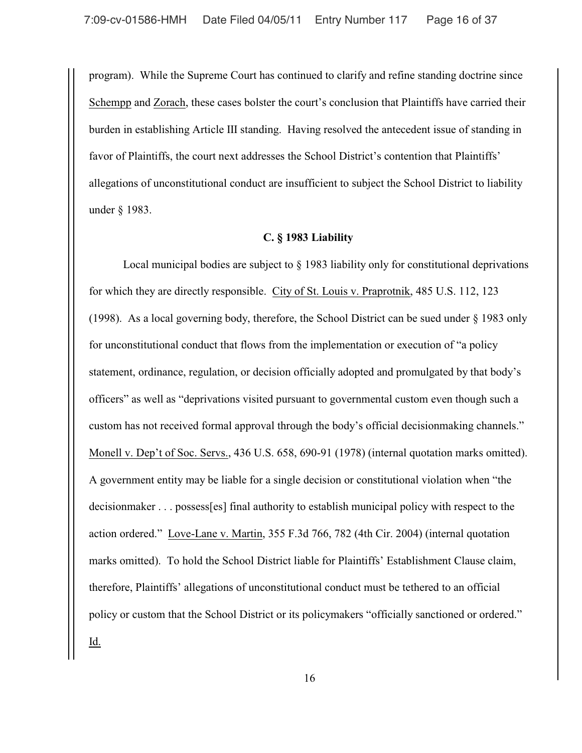program). While the Supreme Court has continued to clarify and refine standing doctrine since Schempp and Zorach, these cases bolster the court's conclusion that Plaintiffs have carried their burden in establishing Article III standing. Having resolved the antecedent issue of standing in favor of Plaintiffs, the court next addresses the School District's contention that Plaintiffs' allegations of unconstitutional conduct are insufficient to subject the School District to liability under § 1983.

### C. § 1983 Liability

Local municipal bodies are subject to § 1983 liability only for constitutional deprivations for which they are directly responsible. City of St. Louis v. Praprotnik, 485 U.S. 112, 123 (1998). As a local governing body, therefore, the School District can be sued under § 1983 only for unconstitutional conduct that flows from the implementation or execution of "a policy statement, ordinance, regulation, or decision officially adopted and promulgated by that body's officers" as well as "deprivations visited pursuant to governmental custom even though such a custom has not received formal approval through the body's official decisionmaking channels." Monell v. Dep't of Soc. Servs., 436 U.S. 658, 690-91 (1978) (internal quotation marks omitted). A government entity may be liable for a single decision or constitutional violation when "the decisionmaker . . . possess[es] final authority to establish municipal policy with respect to the action ordered." Love-Lane v. Martin, 355 F.3d 766, 782 (4th Cir. 2004) (internal quotation marks omitted). To hold the School District liable for Plaintiffs' Establishment Clause claim, therefore, Plaintiffs' allegations of unconstitutional conduct must be tethered to an official policy or custom that the School District or its policymakers "officially sanctioned or ordered." Id.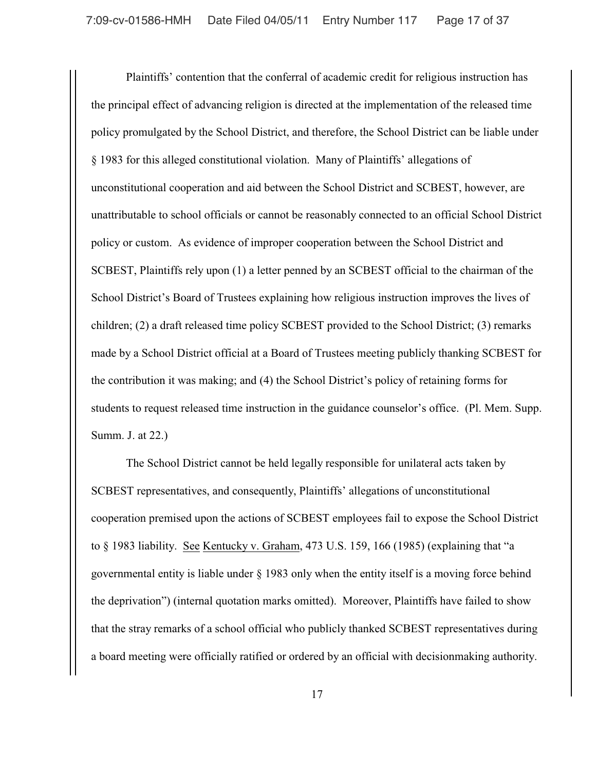Plaintiffs' contention that the conferral of academic credit for religious instruction has the principal effect of advancing religion is directed at the implementation of the released time policy promulgated by the School District, and therefore, the School District can be liable under § 1983 for this alleged constitutional violation. Many of Plaintiffs' allegations of unconstitutional cooperation and aid between the School District and SCBEST, however, are unattributable to school officials or cannot be reasonably connected to an official School District policy or custom. As evidence of improper cooperation between the School District and SCBEST, Plaintiffs rely upon (1) a letter penned by an SCBEST official to the chairman of the School District's Board of Trustees explaining how religious instruction improves the lives of children; (2) a draft released time policy SCBEST provided to the School District; (3) remarks made by a School District official at a Board of Trustees meeting publicly thanking SCBEST for the contribution it was making; and (4) the School District's policy of retaining forms for students to request released time instruction in the guidance counselor's office. (Pl. Mem. Supp. Summ. J. at 22.)

The School District cannot be held legally responsible for unilateral acts taken by SCBEST representatives, and consequently, Plaintiffs' allegations of unconstitutional cooperation premised upon the actions of SCBEST employees fail to expose the School District to § 1983 liability. See Kentucky v. Graham, 473 U.S. 159, 166 (1985) (explaining that "a governmental entity is liable under § 1983 only when the entity itself is a moving force behind the deprivation") (internal quotation marks omitted). Moreover, Plaintiffs have failed to show that the stray remarks of a school official who publicly thanked SCBEST representatives during a board meeting were officially ratified or ordered by an official with decisionmaking authority.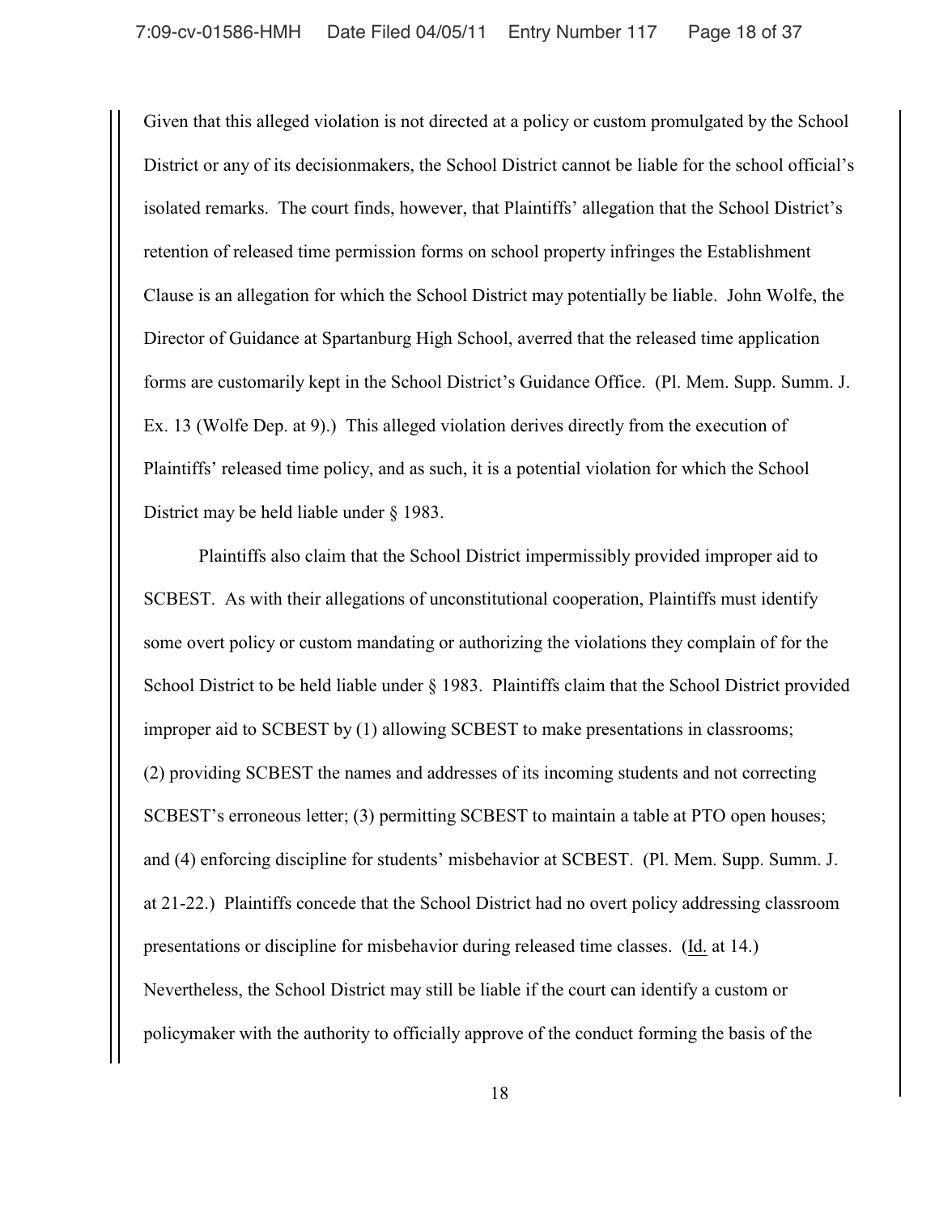Given that this alleged violation is not directed at a policy or custom promulgated by the School District or any of its decisionmakers, the School District cannot be liable for the school official's isolated remarks. The court finds, however, that Plaintiffs' allegation that the School District's retention of released time permission forms on school property infringes the Establishment Clause is an allegation for which the School District may potentially be liable. John Wolfe, the Director of Guidance at Spartanburg High School, averred that the released time application forms are customarily kept in the School District's Guidance Office. (Pl. Mem. Supp. Summ. J. Ex. 13 (Wolfe Dep. at 9).) This alleged violation derives directly from the execution of Plaintiffs' released time policy, and as such, it is a potential violation for which the School District may be held liable under § 1983.

Plaintiffs also claim that the School District impermissibly provided improper aid to SCBEST. As with their allegations of unconstitutional cooperation, Plaintiffs must identify some overt policy or custom mandating or authorizing the violations they complain of for the School District to be held liable under § 1983. Plaintiffs claim that the School District provided improper aid to SCBEST by (1) allowing SCBEST to make presentations in classrooms; (2) providing SCBEST the names and addresses of its incoming students and not correcting SCBEST's erroneous letter; (3) permitting SCBEST to maintain a table at PTO open houses; and (4) enforcing discipline for students' misbehavior at SCBEST. (Pl. Mem. Supp. Summ. J. at 21-22.) Plaintiffs concede that the School District had no overt policy addressing classroom presentations or discipline for misbehavior during released time classes. (Id. at 14.) Nevertheless, the School District may still be liable if the court can identify a custom or policymaker with the authority to officially approve of the conduct forming the basis of the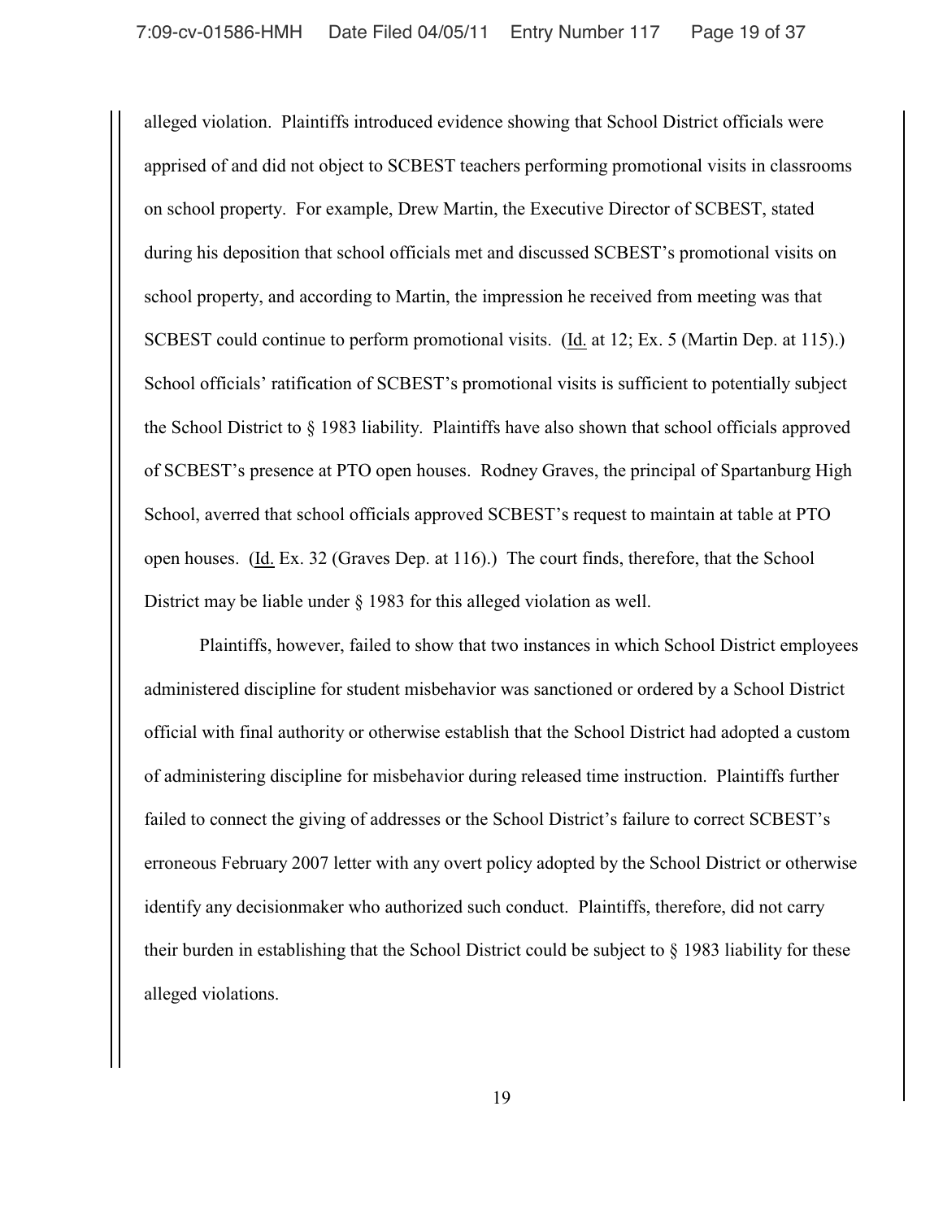alleged violation. Plaintiffs introduced evidence showing that School District officials were apprised of and did not object to SCBEST teachers performing promotional visits in classrooms on school property. For example, Drew Martin, the Executive Director of SCBEST, stated during his deposition that school officials met and discussed SCBEST's promotional visits on school property, and according to Martin, the impression he received from meeting was that SCBEST could continue to perform promotional visits. (Id. at 12; Ex. 5 (Martin Dep. at 115).) School officials' ratification of SCBEST's promotional visits is sufficient to potentially subject the School District to § 1983 liability. Plaintiffs have also shown that school officials approved of SCBEST's presence at PTO open houses. Rodney Graves, the principal of Spartanburg High School, averred that school officials approved SCBEST's request to maintain at table at PTO open houses. (Id. Ex. 32 (Graves Dep. at 116).) The court finds, therefore, that the School District may be liable under § 1983 for this alleged violation as well.

Plaintiffs, however, failed to show that two instances in which School District employees administered discipline for student misbehavior was sanctioned or ordered by a School District official with final authority or otherwise establish that the School District had adopted a custom of administering discipline for misbehavior during released time instruction. Plaintiffs further failed to connect the giving of addresses or the School District's failure to correct SCBEST's erroneous February 2007 letter with any overt policy adopted by the School District or otherwise identify any decisionmaker who authorized such conduct. Plaintiffs, therefore, did not carry their burden in establishing that the School District could be subject to § 1983 liability for these alleged violations.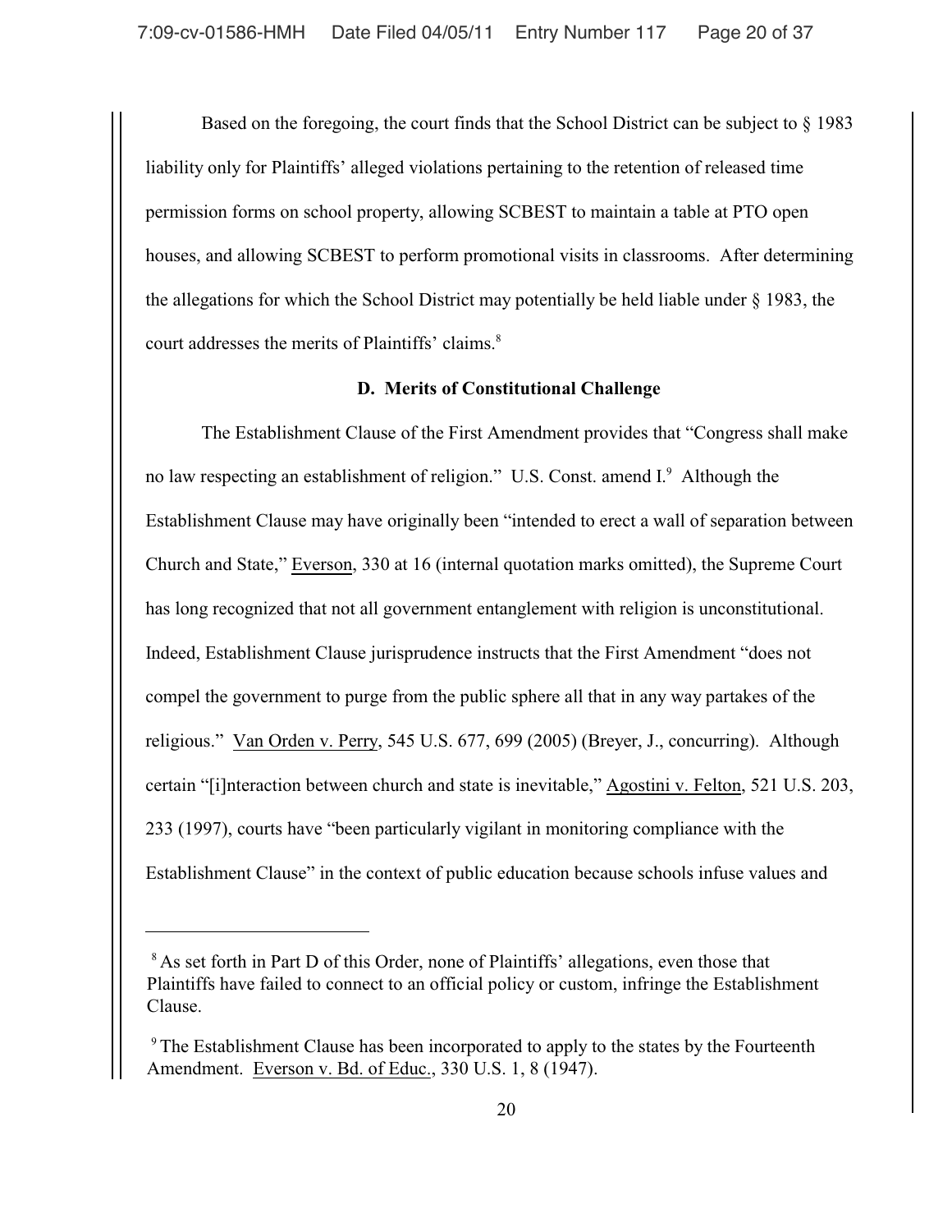Based on the foregoing, the court finds that the School District can be subject to § 1983 liability only for Plaintiffs' alleged violations pertaining to the retention of released time permission forms on school property, allowing SCBEST to maintain a table at PTO open houses, and allowing SCBEST to perform promotional visits in classrooms. After determining the allegations for which the School District may potentially be held liable under § 1983, the court addresses the merits of Plaintiffs' claims.[8]

**D. Merits of Constitutional Challenge**

The Establishment Clause of the First Amendment provides that "Congress shall make no law respecting an establishment of religion." U.S. Const. amend I.[9] Although the Establishment Clause may have originally been "intended to erect a wall of separation between Church and State," Everson, 330 at 16 (internal quotation marks omitted), the Supreme Court has long recognized that not all government entanglement with religion is unconstitutional. Indeed, Establishment Clause jurisprudence instructs that the First Amendment "does not compel the government to purge from the public sphere all that in any way partakes of the religious." Van Orden v. Perry, 545 U.S. 677, 699 (2005) (Breyer, J., concurring). Although certain "[i]nteraction between church and state is inevitable," Agostini v. Felton, 521 U.S. 203, 233 (1997), courts have "been particularly vigilant in monitoring compliance with the Establishment Clause" in the context of public education because schools infuse values and

---

[8] As set forth in Part D of this Order, none of Plaintiffs' allegations, even those that Plaintiffs have failed to connect to an official policy or custom, infringe the Establishment Clause.

[9] The Establishment Clause has been incorporated to apply to the states by the Fourteenth Amendment. Everson v. Bd. of Educ., 330 U.S. 1, 8 (1947).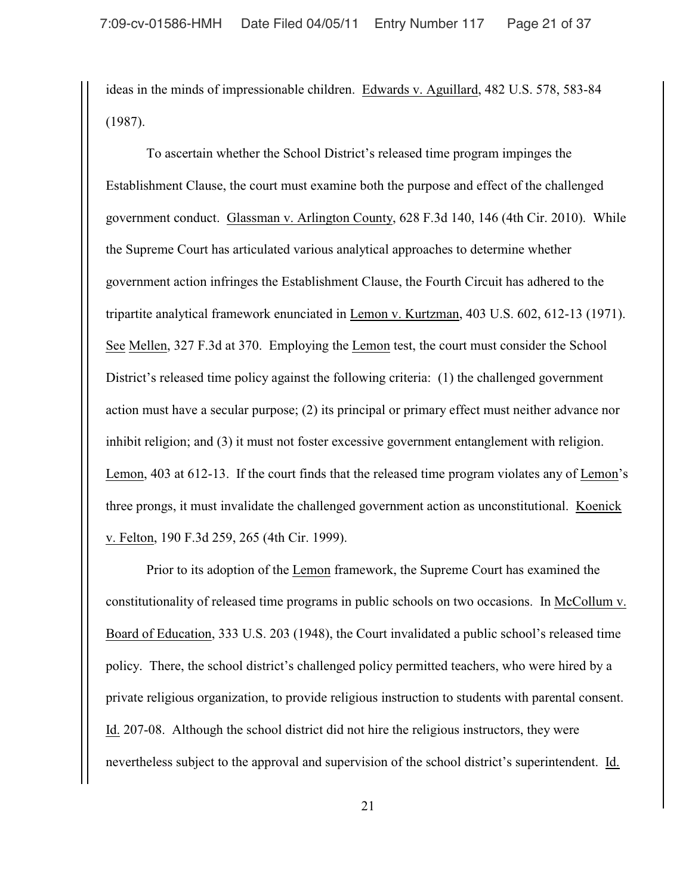ideas in the minds of impressionable children. Edwards v. Aguillard, 482 U.S. 578, 583-84 (1987).

To ascertain whether the School District's released time program impinges the Establishment Clause, the court must examine both the purpose and effect of the challenged government conduct. Glassman v. Arlington County, 628 F.3d 140, 146 (4th Cir. 2010). While the Supreme Court has articulated various analytical approaches to determine whether government action infringes the Establishment Clause, the Fourth Circuit has adhered to the tripartite analytical framework enunciated in Lemon v. Kurtzman, 403 U.S. 602, 612-13 (1971). See Mellen, 327 F.3d at 370. Employing the Lemon test, the court must consider the School District's released time policy against the following criteria: (1) the challenged government action must have a secular purpose; (2) its principal or primary effect must neither advance nor inhibit religion; and (3) it must not foster excessive government entanglement with religion. Lemon, 403 at 612-13. If the court finds that the released time program violates any of Lemon's three prongs, it must invalidate the challenged government action as unconstitutional. Koenick v. Felton, 190 F.3d 259, 265 (4th Cir. 1999).

Prior to its adoption of the Lemon framework, the Supreme Court has examined the constitutionality of released time programs in public schools on two occasions. In McCollum v. Board of Education, 333 U.S. 203 (1948), the Court invalidated a public school's released time policy. There, the school district's challenged policy permitted teachers, who were hired by a private religious organization, to provide religious instruction to students with parental consent. Id. 207-08. Although the school district did not hire the religious instructors, they were nevertheless subject to the approval and supervision of the school district's superintendent. Id.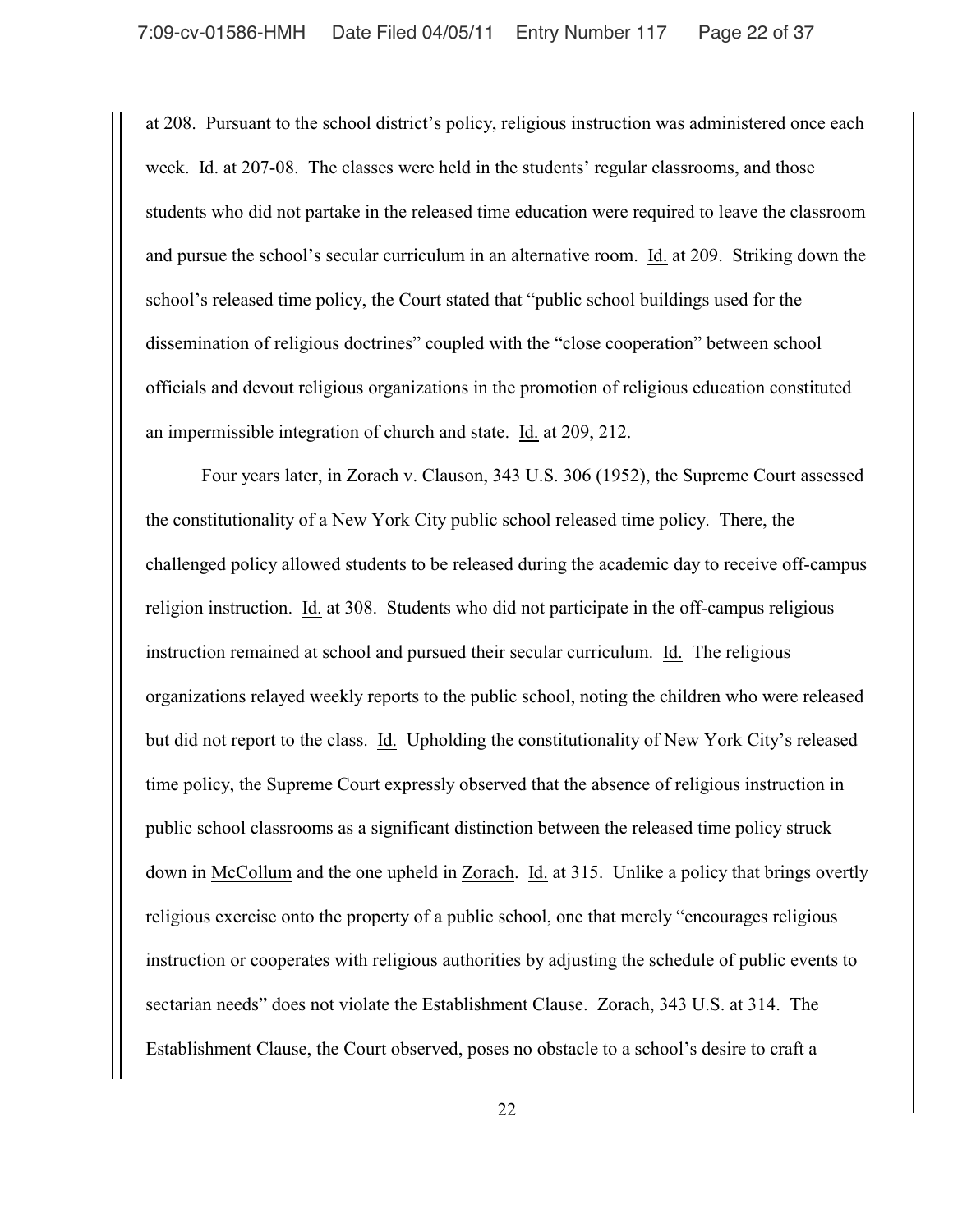at 208. Pursuant to the school district's policy, religious instruction was administered once each week. Id. at 207-08. The classes were held in the students' regular classrooms, and those students who did not partake in the released time education were required to leave the classroom and pursue the school's secular curriculum in an alternative room. Id. at 209. Striking down the school's released time policy, the Court stated that "public school buildings used for the dissemination of religious doctrines" coupled with the "close cooperation" between school officials and devout religious organizations in the promotion of religious education constituted an impermissible integration of church and state. Id. at 209, 212.

Four years later, in Zorach v. Clauson, 343 U.S. 306 (1952), the Supreme Court assessed the constitutionality of a New York City public school released time policy. There, the challenged policy allowed students to be released during the academic day to receive off-campus religion instruction. Id. at 308. Students who did not participate in the off-campus religious instruction remained at school and pursued their secular curriculum. Id. The religious organizations relayed weekly reports to the public school, noting the children who were released but did not report to the class. Id. Upholding the constitutionality of New York City's released time policy, the Supreme Court expressly observed that the absence of religious instruction in public school classrooms as a significant distinction between the released time policy struck down in McCollum and the one upheld in Zorach. Id. at 315. Unlike a policy that brings overtly religious exercise onto the property of a public school, one that merely "encourages religious instruction or cooperates with religious authorities by adjusting the schedule of public events to sectarian needs" does not violate the Establishment Clause. Zorach, 343 U.S. at 314. The Establishment Clause, the Court observed, poses no obstacle to a school's desire to craft a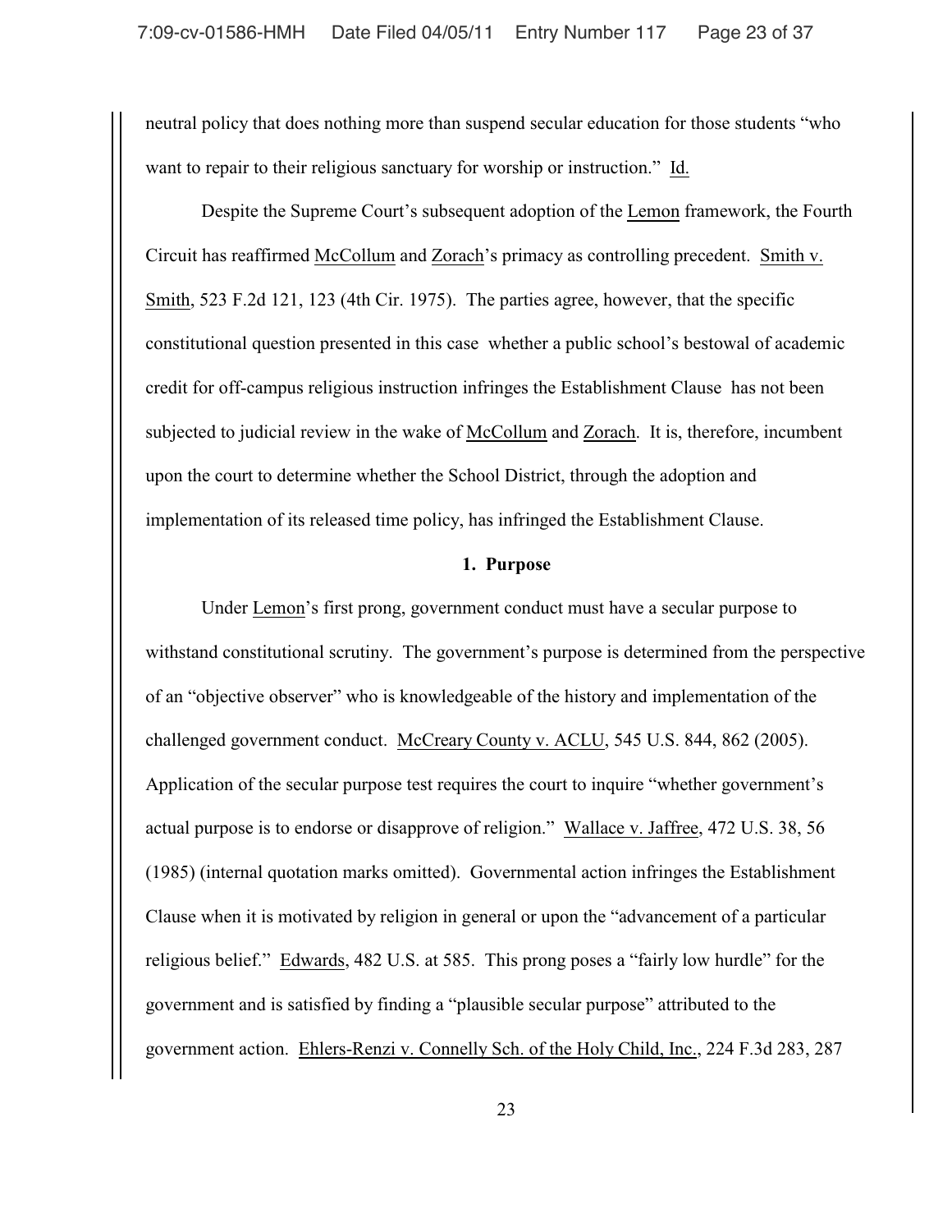neutral policy that does nothing more than suspend secular education for those students "who want to repair to their religious sanctuary for worship or instruction." Id.

Despite the Supreme Court's subsequent adoption of the Lemon framework, the Fourth Circuit has reaffirmed McCollum and Zorach's primacy as controlling precedent. Smith v. Smith, 523 F.2d 121, 123 (4th Cir. 1975). The parties agree, however, that the specific constitutional question presented in this case whether a public school's bestowal of academic credit for off-campus religious instruction infringes the Establishment Clause has not been subjected to judicial review in the wake of McCollum and Zorach. It is, therefore, incumbent upon the court to determine whether the School District, through the adoption and implementation of its released time policy, has infringed the Establishment Clause.

**1. Purpose**

Under Lemon's first prong, government conduct must have a secular purpose to withstand constitutional scrutiny. The government's purpose is determined from the perspective of an "objective observer" who is knowledgeable of the history and implementation of the challenged government conduct. McCreary County v. ACLU, 545 U.S. 844, 862 (2005). Application of the secular purpose test requires the court to inquire "whether government's actual purpose is to endorse or disapprove of religion." Wallace v. Jaffree, 472 U.S. 38, 56 (1985) (internal quotation marks omitted). Governmental action infringes the Establishment Clause when it is motivated by religion in general or upon the "advancement of a particular religious belief." Edwards, 482 U.S. at 585. This prong poses a "fairly low hurdle" for the government and is satisfied by finding a "plausible secular purpose" attributed to the government action. Ehlers-Renzi v. Connelly Sch. of the Holy Child, Inc., 224 F.3d 283, 287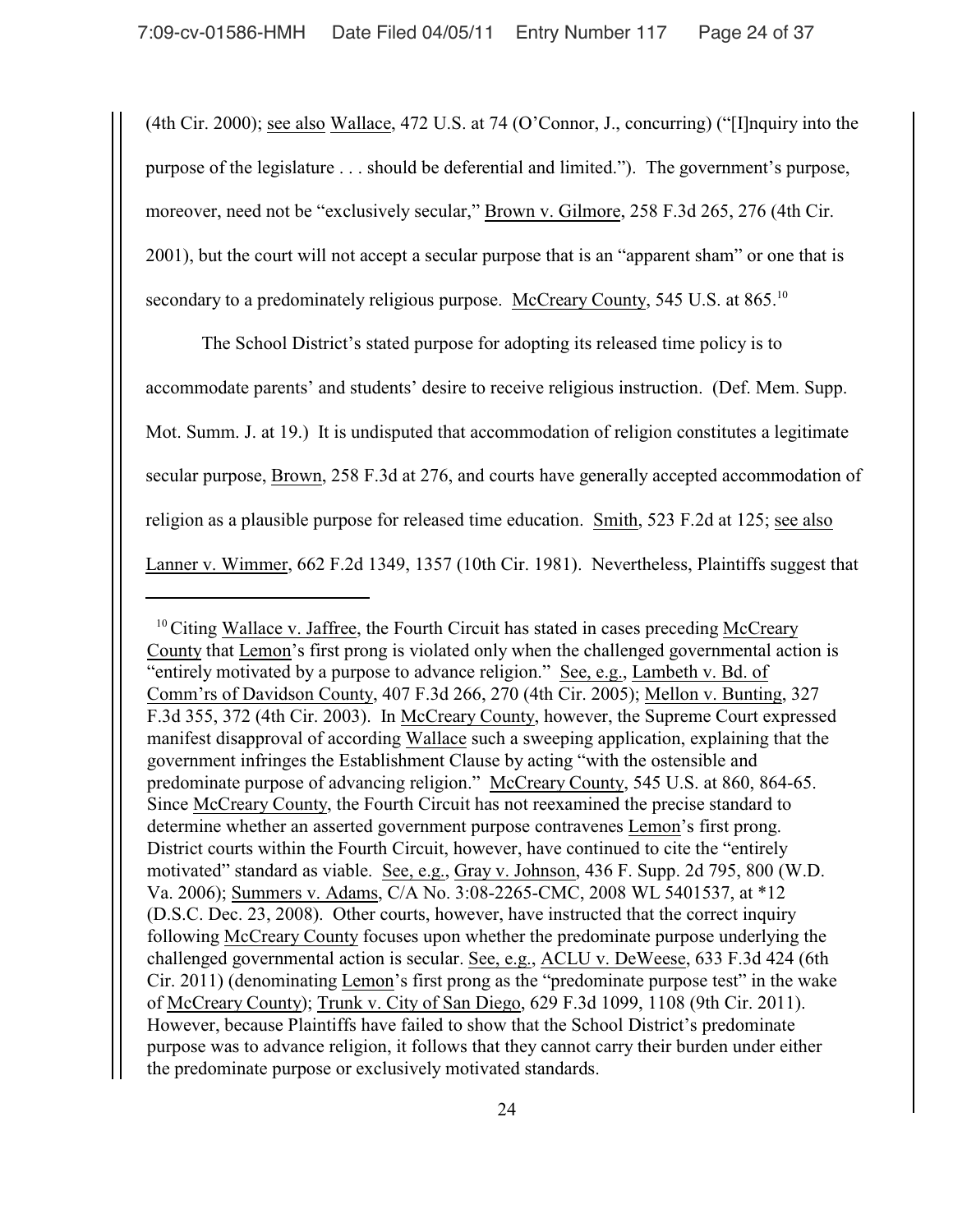(4th Cir. 2000); see also Wallace, 472 U.S. at 74 (O'Connor, J., concurring) ("[I]nquiry into the purpose of the legislature . . . should be deferential and limited."). The government's purpose, moreover, need not be "exclusively secular," Brown v. Gilmore, 258 F.3d 265, 276 (4th Cir. 2001), but the court will not accept a secular purpose that is an "apparent sham" or one that is secondary to a predominately religious purpose. McCreary County, 545 U.S. at 865.[10]

The School District's stated purpose for adopting its released time policy is to accommodate parents' and students' desire to receive religious instruction. (Def. Mem. Supp. Mot. Summ. J. at 19.) It is undisputed that accommodation of religion constitutes a legitimate secular purpose, Brown, 258 F.3d at 276, and courts have generally accepted accommodation of religion as a plausible purpose for released time education. Smith, 523 F.2d at 125; see also Lanner v. Wimmer, 662 F.2d 1349, 1357 (10th Cir. 1981). Nevertheless, Plaintiffs suggest that

---

[10] Citing Wallace v. Jaffree, the Fourth Circuit has stated in cases preceding McCreary County that Lemon's first prong is violated only when the challenged governmental action is "entirely motivated by a purpose to advance religion." See, e.g., Lambeth v. Bd. of Comm'rs of Davidson County, 407 F.3d 266, 270 (4th Cir. 2005); Mellon v. Bunting, 327 F.3d 355, 372 (4th Cir. 2003). In McCreary County, however, the Supreme Court expressed manifest disapproval of according Wallace such a sweeping application, explaining that the government infringes the Establishment Clause by acting "with the ostensible and predominate purpose of advancing religion." McCreary County, 545 U.S. at 860, 864-65. Since McCreary County, the Fourth Circuit has not reexamined the precise standard to determine whether an asserted government purpose contravenes Lemon's first prong. District courts within the Fourth Circuit, however, have continued to cite the "entirely motivated" standard as viable. See, e.g., Gray v. Johnson, 436 F. Supp. 2d 795, 800 (W.D. Va. 2006); Summers v. Adams, C/A No. 3:08-2265-CMC, 2008 WL 5401537, at *12 (D.S.C. Dec. 23, 2008). Other courts, however, have instructed that the correct inquiry following McCreary County focuses upon whether the predominate purpose underlying the challenged governmental action is secular. See, e.g., ACLU v. DeWeese, 633 F.3d 424 (6th Cir. 2011) (denominating Lemon's first prong as the "predominate purpose test" in the wake of McCreary County); Trunk v. City of San Diego, 629 F.3d 1099, 1108 (9th Cir. 2011). However, because Plaintiffs have failed to show that the School District's predominate purpose was to advance religion, it follows that they cannot carry their burden under either the predominate purpose or exclusively motivated standards.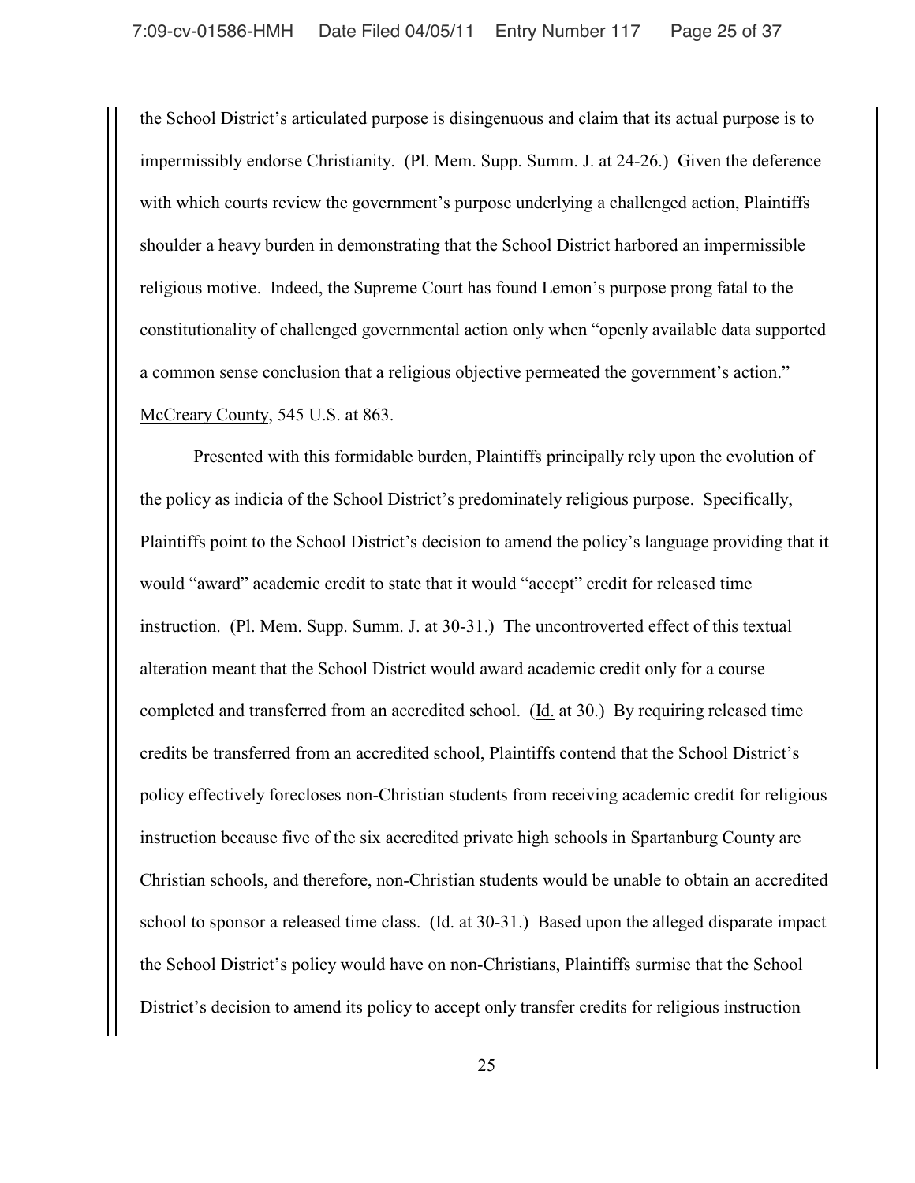the School District's articulated purpose is disingenuous and claim that its actual purpose is to impermissibly endorse Christianity. (Pl. Mem. Supp. Summ. J. at 24-26.) Given the deference with which courts review the government's purpose underlying a challenged action, Plaintiffs shoulder a heavy burden in demonstrating that the School District harbored an impermissible religious motive. Indeed, the Supreme Court has found Lemon's purpose prong fatal to the constitutionality of challenged governmental action only when "openly available data supported a common sense conclusion that a religious objective permeated the government's action." McCreary County, 545 U.S. at 863.

Presented with this formidable burden, Plaintiffs principally rely upon the evolution of the policy as indicia of the School District's predominately religious purpose. Specifically, Plaintiffs point to the School District's decision to amend the policy's language providing that it would "award" academic credit to state that it would "accept" credit for released time instruction. (Pl. Mem. Supp. Summ. J. at 30-31.) The uncontroverted effect of this textual alteration meant that the School District would award academic credit only for a course completed and transferred from an accredited school. (Id. at 30.) By requiring released time credits be transferred from an accredited school, Plaintiffs contend that the School District's policy effectively forecloses non-Christian students from receiving academic credit for religious instruction because five of the six accredited private high schools in Spartanburg County are Christian schools, and therefore, non-Christian students would be unable to obtain an accredited school to sponsor a released time class. (Id. at 30-31.) Based upon the alleged disparate impact the School District's policy would have on non-Christians, Plaintiffs surmise that the School District's decision to amend its policy to accept only transfer credits for religious instruction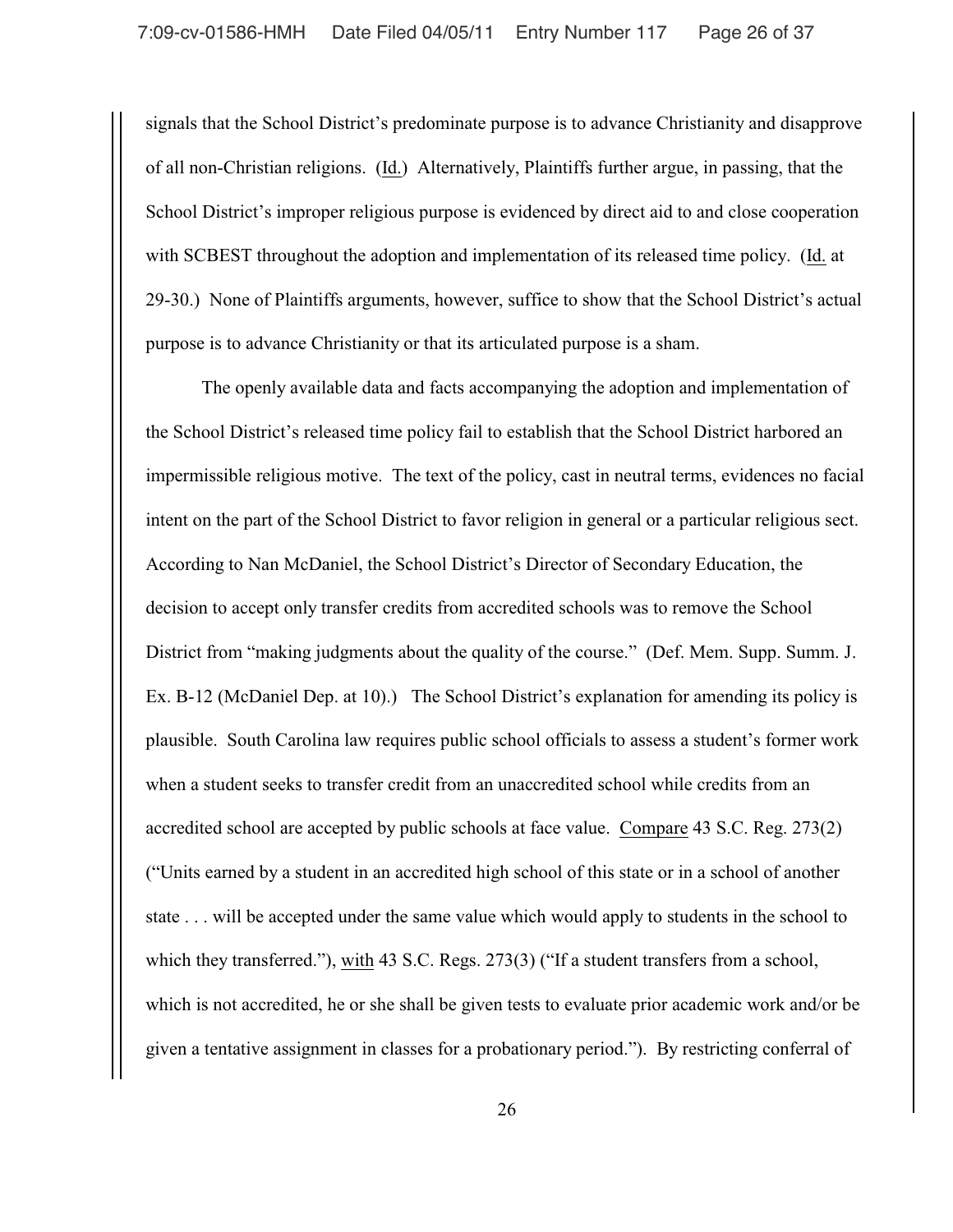signals that the School District's predominate purpose is to advance Christianity and disapprove of all non-Christian religions. (Id.) Alternatively, Plaintiffs further argue, in passing, that the School District's improper religious purpose is evidenced by direct aid to and close cooperation with SCBEST throughout the adoption and implementation of its released time policy. (Id. at 29-30.) None of Plaintiffs arguments, however, suffice to show that the School District's actual purpose is to advance Christianity or that its articulated purpose is a sham.

The openly available data and facts accompanying the adoption and implementation of the School District's released time policy fail to establish that the School District harbored an impermissible religious motive. The text of the policy, cast in neutral terms, evidences no facial intent on the part of the School District to favor religion in general or a particular religious sect. According to Nan McDaniel, the School District's Director of Secondary Education, the decision to accept only transfer credits from accredited schools was to remove the School District from "making judgments about the quality of the course." (Def. Mem. Supp. Summ. J. Ex. B-12 (McDaniel Dep. at 10).) The School District's explanation for amending its policy is plausible. South Carolina law requires public school officials to assess a student's former work when a student seeks to transfer credit from an unaccredited school while credits from an accredited school are accepted by public schools at face value. Compare 43 S.C. Reg. 273(2) ("Units earned by a student in an accredited high school of this state or in a school of another state . . . will be accepted under the same value which would apply to students in the school to which they transferred."), with 43 S.C. Regs. 273(3) ("If a student transfers from a school, which is not accredited, he or she shall be given tests to evaluate prior academic work and/or be given a tentative assignment in classes for a probationary period."). By restricting conferral of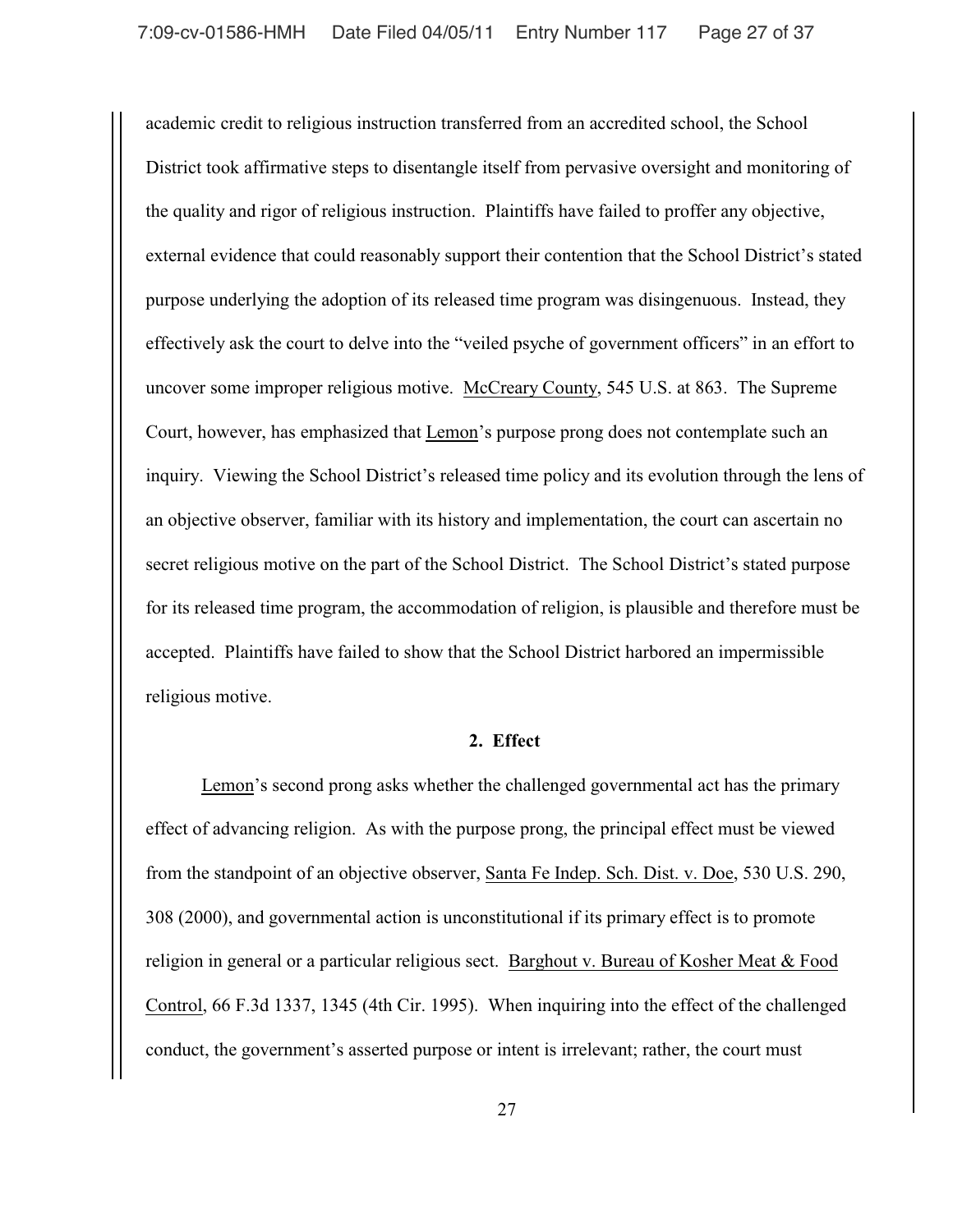academic credit to religious instruction transferred from an accredited school, the School District took affirmative steps to disentangle itself from pervasive oversight and monitoring of the quality and rigor of religious instruction. Plaintiffs have failed to proffer any objective, external evidence that could reasonably support their contention that the School District's stated purpose underlying the adoption of its released time program was disingenuous. Instead, they effectively ask the court to delve into the "veiled psyche of government officers" in an effort to uncover some improper religious motive. McCreary County, 545 U.S. at 863. The Supreme Court, however, has emphasized that Lemon's purpose prong does not contemplate such an inquiry. Viewing the School District's released time policy and its evolution through the lens of an objective observer, familiar with its history and implementation, the court can ascertain no secret religious motive on the part of the School District. The School District's stated purpose for its released time program, the accommodation of religion, is plausible and therefore must be accepted. Plaintiffs have failed to show that the School District harbored an impermissible religious motive.

**2. Effect**

Lemon's second prong asks whether the challenged governmental act has the primary effect of advancing religion. As with the purpose prong, the principal effect must be viewed from the standpoint of an objective observer, Santa Fe Indep. Sch. Dist. v. Doe, 530 U.S. 290, 308 (2000), and governmental action is unconstitutional if its primary effect is to promote religion in general or a particular religious sect. Barghout v. Bureau of Kosher Meat & Food Control, 66 F.3d 1337, 1345 (4th Cir. 1995). When inquiring into the effect of the challenged conduct, the government's asserted purpose or intent is irrelevant; rather, the court must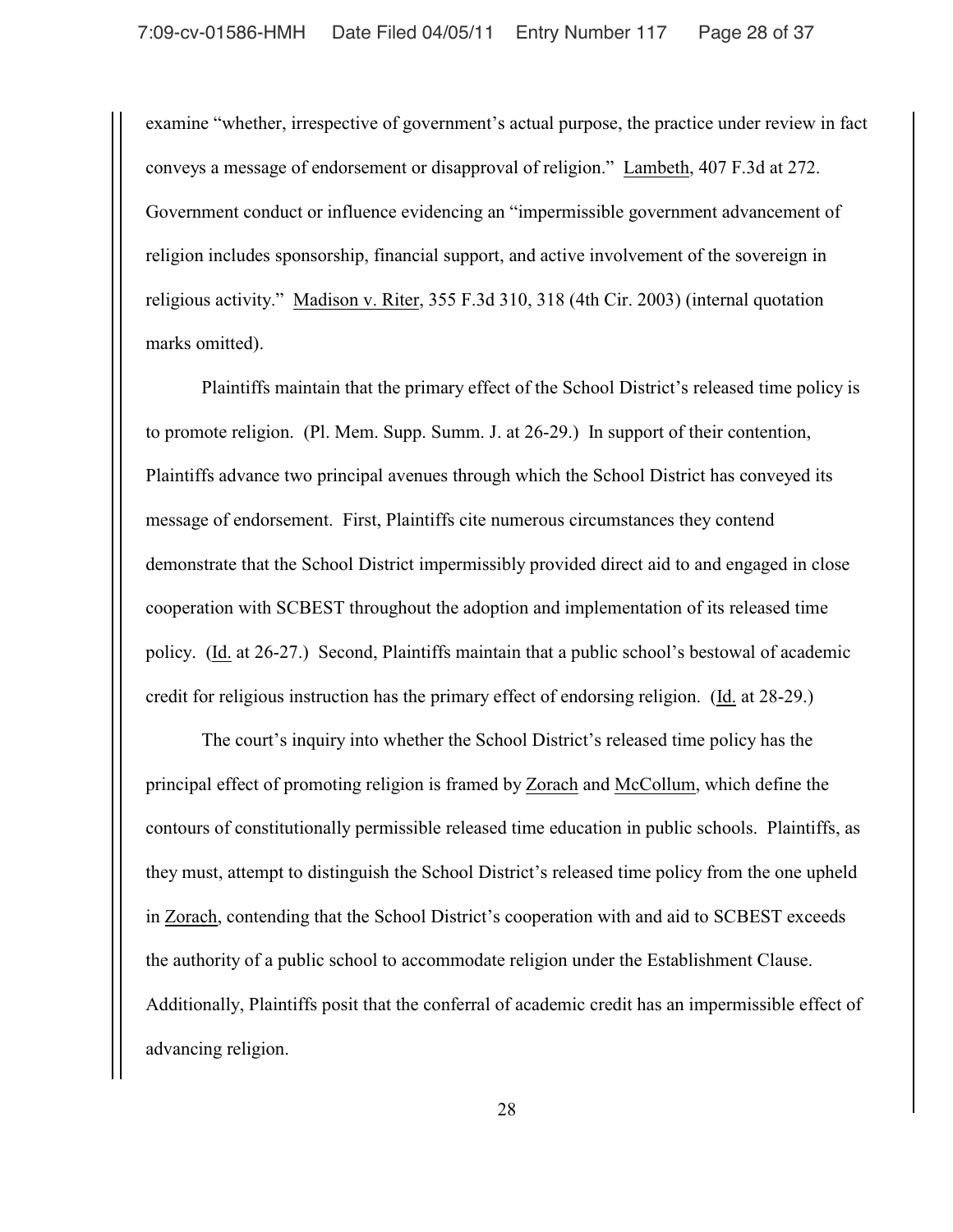examine "whether, irrespective of government's actual purpose, the practice under review in fact conveys a message of endorsement or disapproval of religion." Lambeth, 407 F.3d at 272. Government conduct or influence evidencing an "impermissible government advancement of religion includes sponsorship, financial support, and active involvement of the sovereign in religious activity." Madison v. Riter, 355 F.3d 310, 318 (4th Cir. 2003) (internal quotation marks omitted).

Plaintiffs maintain that the primary effect of the School District's released time policy is to promote religion. (Pl. Mem. Supp. Summ. J. at 26-29.) In support of their contention, Plaintiffs advance two principal avenues through which the School District has conveyed its message of endorsement. First, Plaintiffs cite numerous circumstances they contend demonstrate that the School District impermissibly provided direct aid to and engaged in close cooperation with SCBEST throughout the adoption and implementation of its released time policy. (Id. at 26-27.) Second, Plaintiffs maintain that a public school's bestowal of academic credit for religious instruction has the primary effect of endorsing religion. (Id. at 28-29.)

The court's inquiry into whether the School District's released time policy has the principal effect of promoting religion is framed by Zorach and McCollum, which define the contours of constitutionally permissible released time education in public schools. Plaintiffs, as they must, attempt to distinguish the School District's released time policy from the one upheld in Zorach, contending that the School District's cooperation with and aid to SCBEST exceeds the authority of a public school to accommodate religion under the Establishment Clause. Additionally, Plaintiffs posit that the conferral of academic credit has an impermissible effect of advancing religion.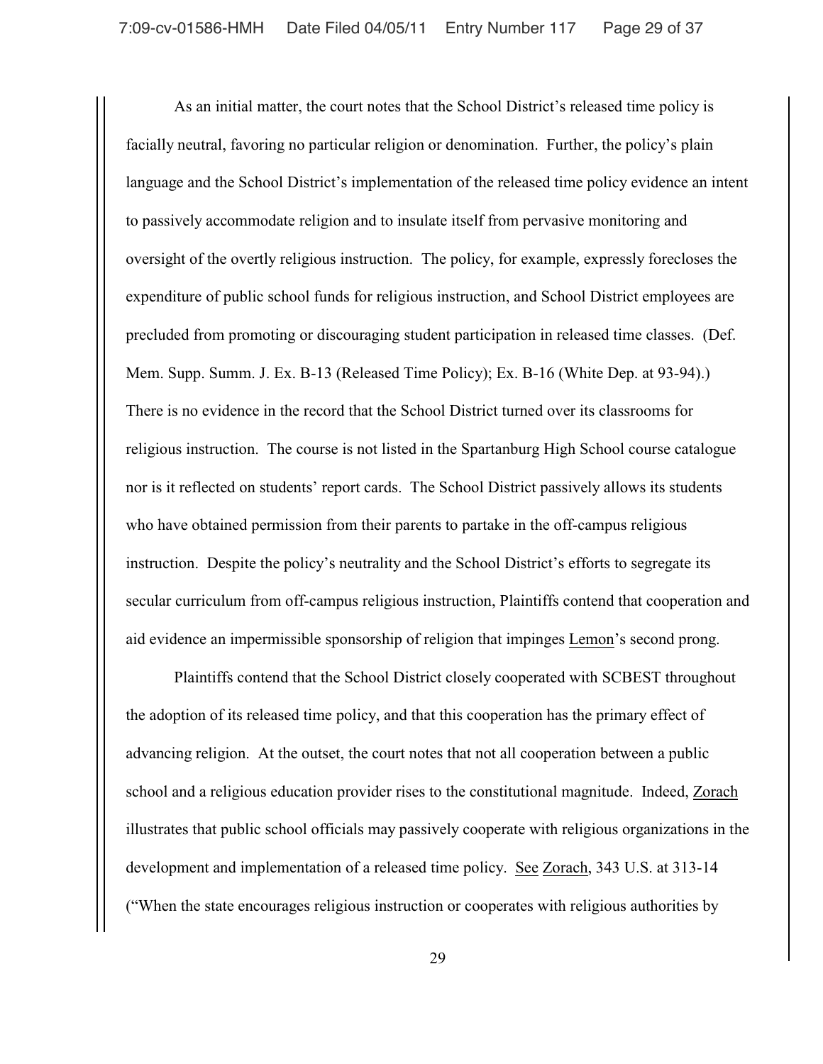As an initial matter, the court notes that the School District's released time policy is facially neutral, favoring no particular religion or denomination. Further, the policy's plain language and the School District's implementation of the released time policy evidence an intent to passively accommodate religion and to insulate itself from pervasive monitoring and oversight of the overtly religious instruction. The policy, for example, expressly forecloses the expenditure of public school funds for religious instruction, and School District employees are precluded from promoting or discouraging student participation in released time classes. (Def. Mem. Supp. Summ. J. Ex. B-13 (Released Time Policy); Ex. B-16 (White Dep. at 93-94).) There is no evidence in the record that the School District turned over its classrooms for religious instruction. The course is not listed in the Spartanburg High School course catalogue nor is it reflected on students' report cards. The School District passively allows its students who have obtained permission from their parents to partake in the off-campus religious instruction. Despite the policy's neutrality and the School District's efforts to segregate its secular curriculum from off-campus religious instruction, Plaintiffs contend that cooperation and aid evidence an impermissible sponsorship of religion that impinges Lemon's second prong.

Plaintiffs contend that the School District closely cooperated with SCBEST throughout the adoption of its released time policy, and that this cooperation has the primary effect of advancing religion. At the outset, the court notes that not all cooperation between a public school and a religious education provider rises to the constitutional magnitude. Indeed, Zorach illustrates that public school officials may passively cooperate with religious organizations in the development and implementation of a released time policy. See Zorach, 343 U.S. at 313-14 ("When the state encourages religious instruction or cooperates with religious authorities by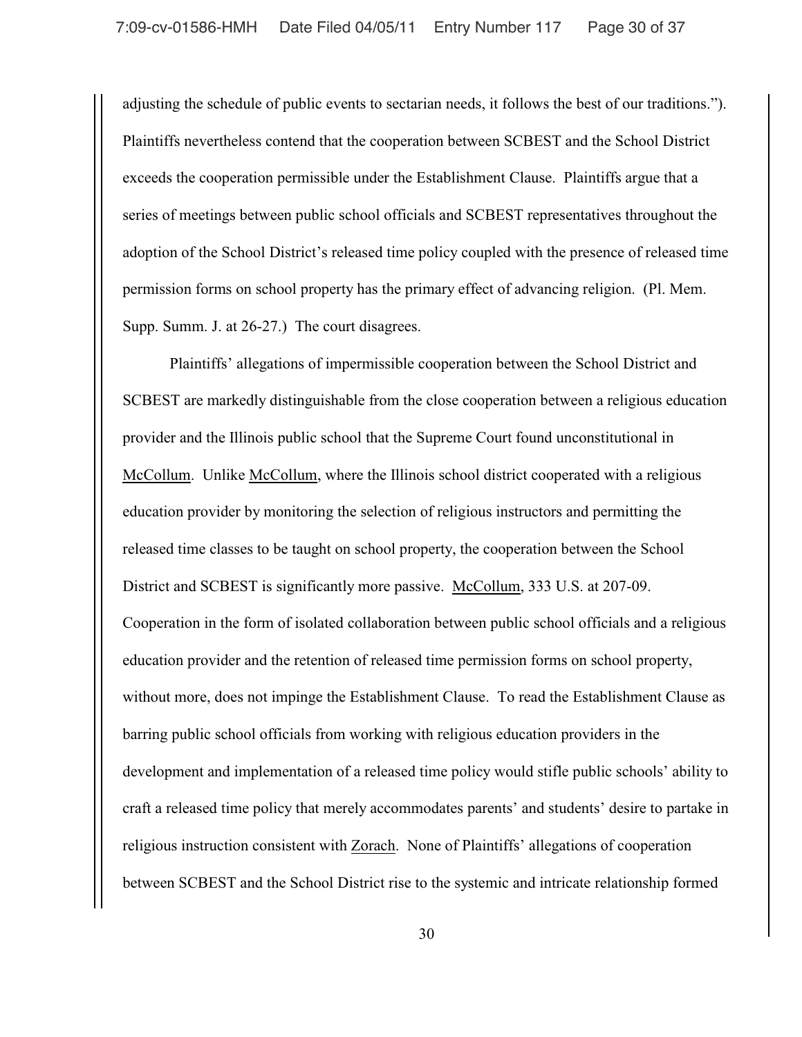adjusting the schedule of public events to sectarian needs, it follows the best of our traditions."). Plaintiffs nevertheless contend that the cooperation between SCBEST and the School District exceeds the cooperation permissible under the Establishment Clause. Plaintiffs argue that a series of meetings between public school officials and SCBEST representatives throughout the adoption of the School District's released time policy coupled with the presence of released time permission forms on school property has the primary effect of advancing religion. (Pl. Mem. Supp. Summ. J. at 26-27.) The court disagrees.

Plaintiffs' allegations of impermissible cooperation between the School District and SCBEST are markedly distinguishable from the close cooperation between a religious education provider and the Illinois public school that the Supreme Court found unconstitutional in McCollum. Unlike McCollum, where the Illinois school district cooperated with a religious education provider by monitoring the selection of religious instructors and permitting the released time classes to be taught on school property, the cooperation between the School District and SCBEST is significantly more passive. McCollum, 333 U.S. at 207-09. Cooperation in the form of isolated collaboration between public school officials and a religious education provider and the retention of released time permission forms on school property, without more, does not impinge the Establishment Clause. To read the Establishment Clause as barring public school officials from working with religious education providers in the development and implementation of a released time policy would stifle public schools' ability to craft a released time policy that merely accommodates parents' and students' desire to partake in religious instruction consistent with Zorach. None of Plaintiffs' allegations of cooperation between SCBEST and the School District rise to the systemic and intricate relationship formed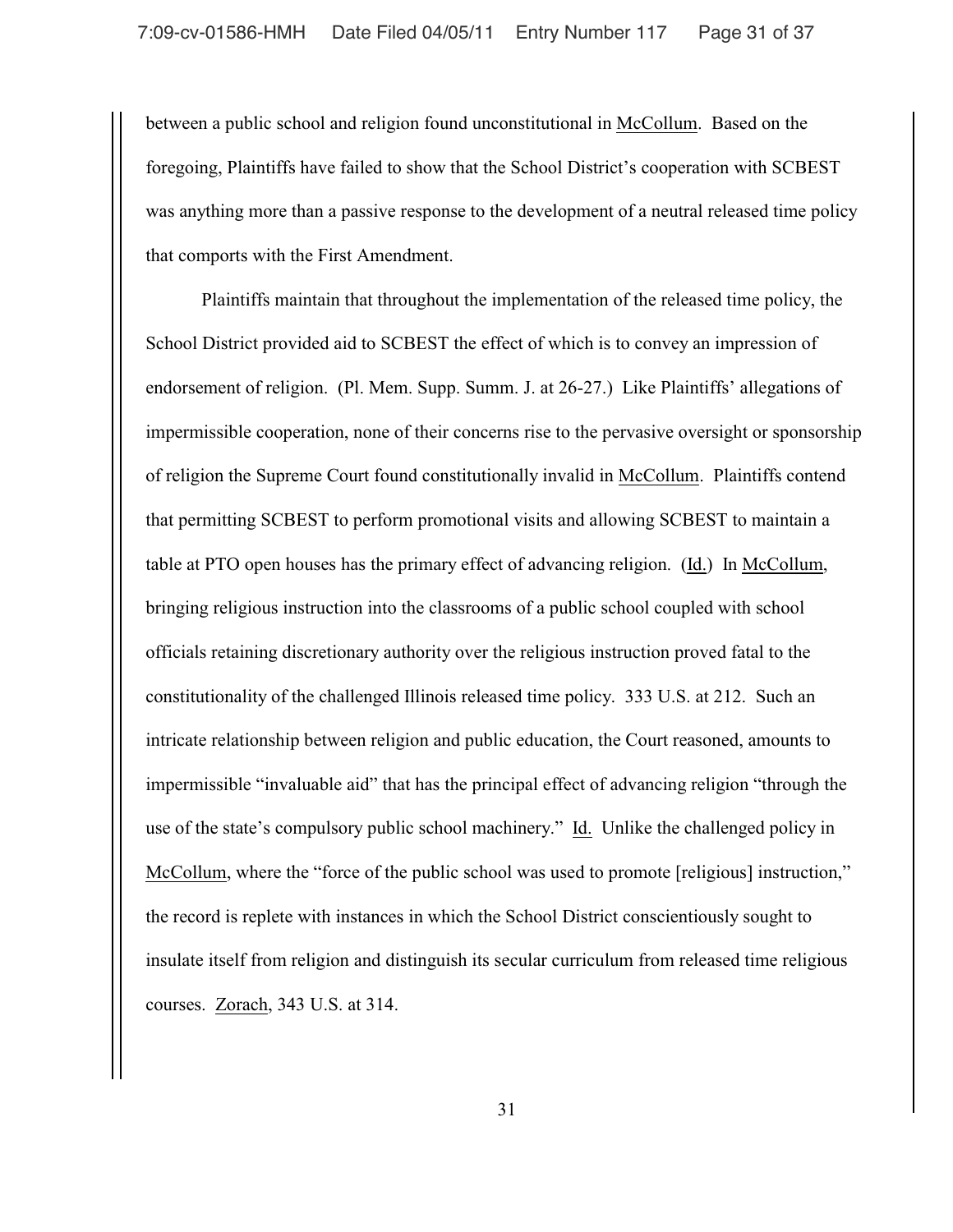between a public school and religion found unconstitutional in McCollum. Based on the foregoing, Plaintiffs have failed to show that the School District's cooperation with SCBEST was anything more than a passive response to the development of a neutral released time policy that comports with the First Amendment.

Plaintiffs maintain that throughout the implementation of the released time policy, the School District provided aid to SCBEST the effect of which is to convey an impression of endorsement of religion. (Pl. Mem. Supp. Summ. J. at 26-27.) Like Plaintiffs' allegations of impermissible cooperation, none of their concerns rise to the pervasive oversight or sponsorship of religion the Supreme Court found constitutionally invalid in McCollum. Plaintiffs contend that permitting SCBEST to perform promotional visits and allowing SCBEST to maintain a table at PTO open houses has the primary effect of advancing religion. (Id.) In McCollum, bringing religious instruction into the classrooms of a public school coupled with school officials retaining discretionary authority over the religious instruction proved fatal to the constitutionality of the challenged Illinois released time policy. 333 U.S. at 212. Such an intricate relationship between religion and public education, the Court reasoned, amounts to impermissible "invaluable aid" that has the principal effect of advancing religion "through the use of the state's compulsory public school machinery." Id. Unlike the challenged policy in McCollum, where the "force of the public school was used to promote [religious] instruction," the record is replete with instances in which the School District conscientiously sought to insulate itself from religion and distinguish its secular curriculum from released time religious courses. Zorach, 343 U.S. at 314.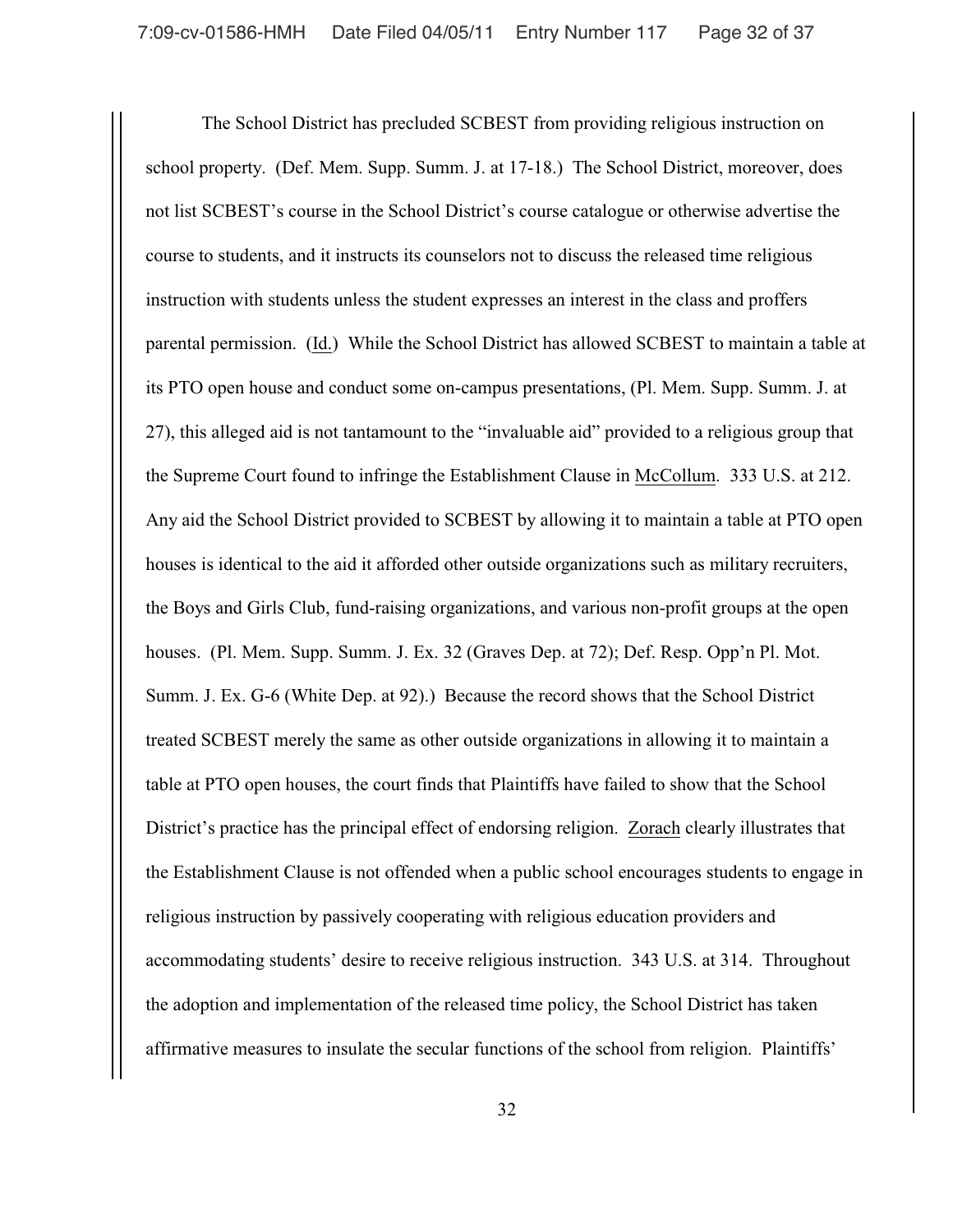The School District has precluded SCBEST from providing religious instruction on school property. (Def. Mem. Supp. Summ. J. at 17-18.) The School District, moreover, does not list SCBEST's course in the School District's course catalogue or otherwise advertise the course to students, and it instructs its counselors not to discuss the released time religious instruction with students unless the student expresses an interest in the class and proffers parental permission. (Id.) While the School District has allowed SCBEST to maintain a table at its PTO open house and conduct some on-campus presentations, (Pl. Mem. Supp. Summ. J. at 27), this alleged aid is not tantamount to the "invaluable aid" provided to a religious group that the Supreme Court found to infringe the Establishment Clause in McCollum. 333 U.S. at 212. Any aid the School District provided to SCBEST by allowing it to maintain a table at PTO open houses is identical to the aid it afforded other outside organizations such as military recruiters, the Boys and Girls Club, fund-raising organizations, and various non-profit groups at the open houses. (Pl. Mem. Supp. Summ. J. Ex. 32 (Graves Dep. at 72); Def. Resp. Opp'n Pl. Mot. Summ. J. Ex. G-6 (White Dep. at 92).) Because the record shows that the School District treated SCBEST merely the same as other outside organizations in allowing it to maintain a table at PTO open houses, the court finds that Plaintiffs have failed to show that the School District's practice has the principal effect of endorsing religion. Zorach clearly illustrates that the Establishment Clause is not offended when a public school encourages students to engage in religious instruction by passively cooperating with religious education providers and accommodating students' desire to receive religious instruction. 343 U.S. at 314. Throughout the adoption and implementation of the released time policy, the School District has taken affirmative measures to insulate the secular functions of the school from religion. Plaintiffs'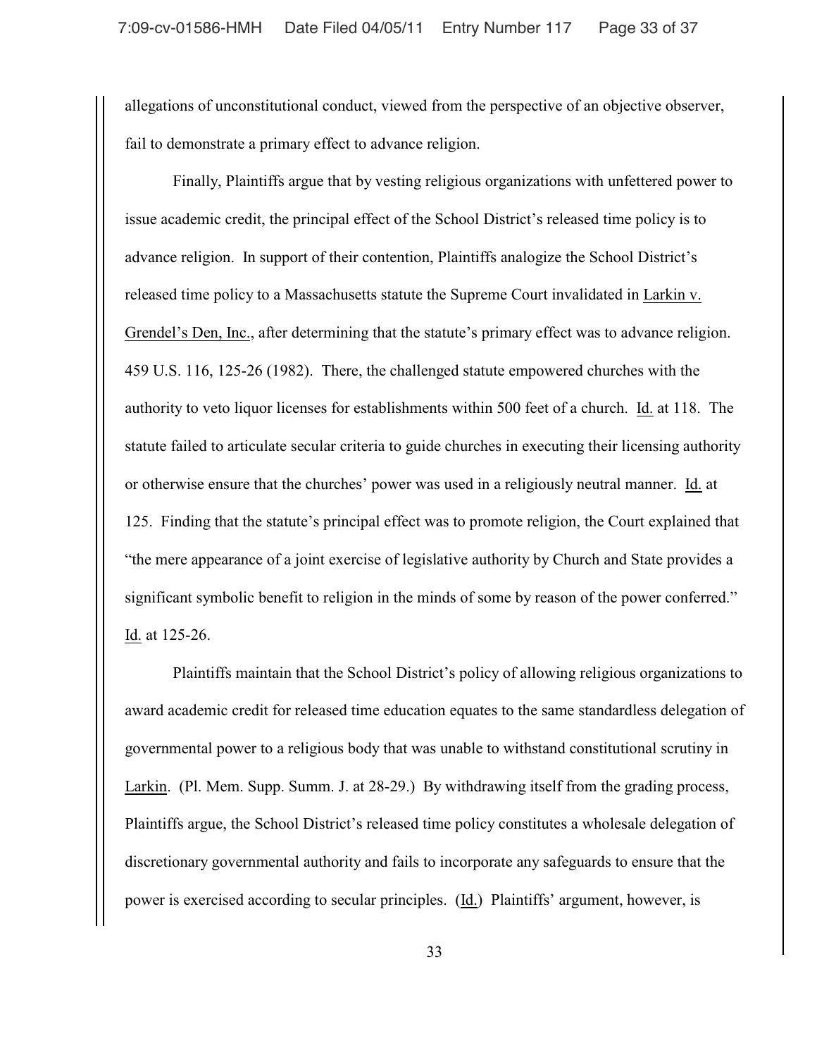allegations of unconstitutional conduct, viewed from the perspective of an objective observer, fail to demonstrate a primary effect to advance religion.

Finally, Plaintiffs argue that by vesting religious organizations with unfettered power to issue academic credit, the principal effect of the School District's released time policy is to advance religion. In support of their contention, Plaintiffs analogize the School District's released time policy to a Massachusetts statute the Supreme Court invalidated in Larkin v. Grendel's Den, Inc., after determining that the statute's primary effect was to advance religion. 459 U.S. 116, 125-26 (1982). There, the challenged statute empowered churches with the authority to veto liquor licenses for establishments within 500 feet of a church. Id. at 118. The statute failed to articulate secular criteria to guide churches in executing their licensing authority or otherwise ensure that the churches' power was used in a religiously neutral manner. Id. at 125. Finding that the statute's principal effect was to promote religion, the Court explained that "the mere appearance of a joint exercise of legislative authority by Church and State provides a significant symbolic benefit to religion in the minds of some by reason of the power conferred." Id. at 125-26.

Plaintiffs maintain that the School District's policy of allowing religious organizations to award academic credit for released time education equates to the same standardless delegation of governmental power to a religious body that was unable to withstand constitutional scrutiny in Larkin. (Pl. Mem. Supp. Summ. J. at 28-29.) By withdrawing itself from the grading process, Plaintiffs argue, the School District's released time policy constitutes a wholesale delegation of discretionary governmental authority and fails to incorporate any safeguards to ensure that the power is exercised according to secular principles. (Id.) Plaintiffs' argument, however, is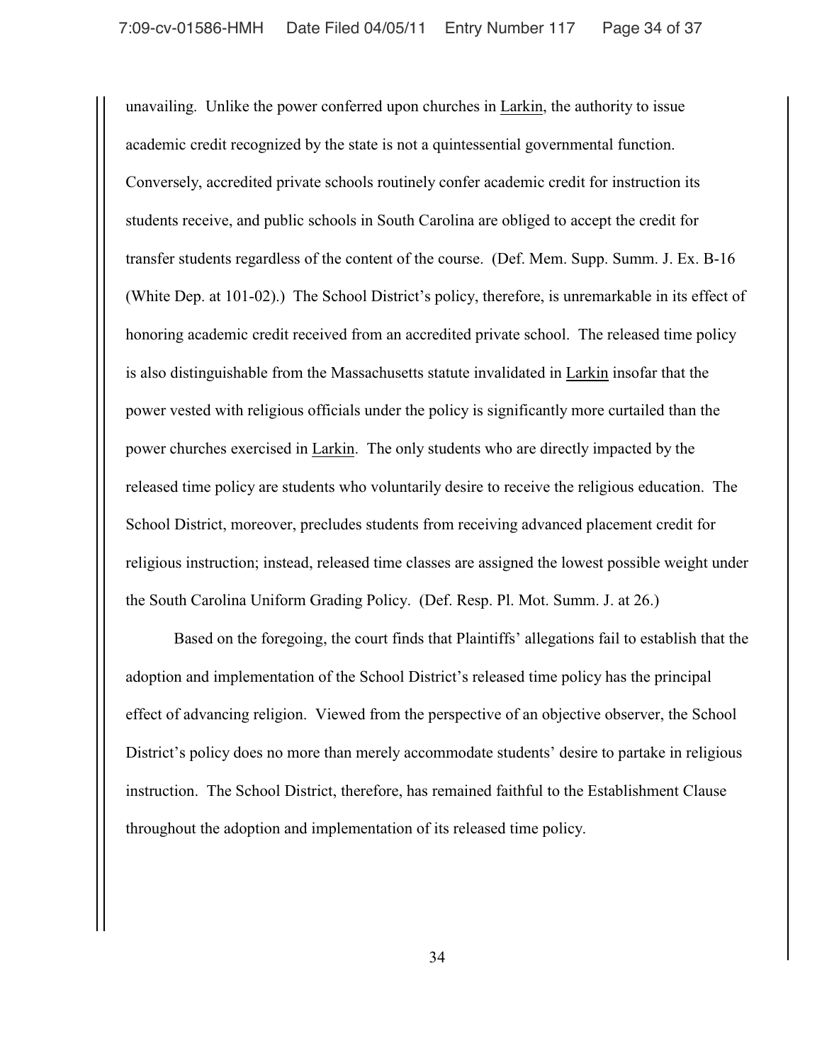unavailing. Unlike the power conferred upon churches in Larkin, the authority to issue academic credit recognized by the state is not a quintessential governmental function. Conversely, accredited private schools routinely confer academic credit for instruction its students receive, and public schools in South Carolina are obliged to accept the credit for transfer students regardless of the content of the course. (Def. Mem. Supp. Summ. J. Ex. B-16 (White Dep. at 101-02).) The School District's policy, therefore, is unremarkable in its effect of honoring academic credit received from an accredited private school. The released time policy is also distinguishable from the Massachusetts statute invalidated in Larkin insofar that the power vested with religious officials under the policy is significantly more curtailed than the power churches exercised in Larkin. The only students who are directly impacted by the released time policy are students who voluntarily desire to receive the religious education. The School District, moreover, precludes students from receiving advanced placement credit for religious instruction; instead, released time classes are assigned the lowest possible weight under the South Carolina Uniform Grading Policy. (Def. Resp. Pl. Mot. Summ. J. at 26.)

Based on the foregoing, the court finds that Plaintiffs' allegations fail to establish that the adoption and implementation of the School District's released time policy has the principal effect of advancing religion. Viewed from the perspective of an objective observer, the School District's policy does no more than merely accommodate students' desire to partake in religious instruction. The School District, therefore, has remained faithful to the Establishment Clause throughout the adoption and implementation of its released time policy.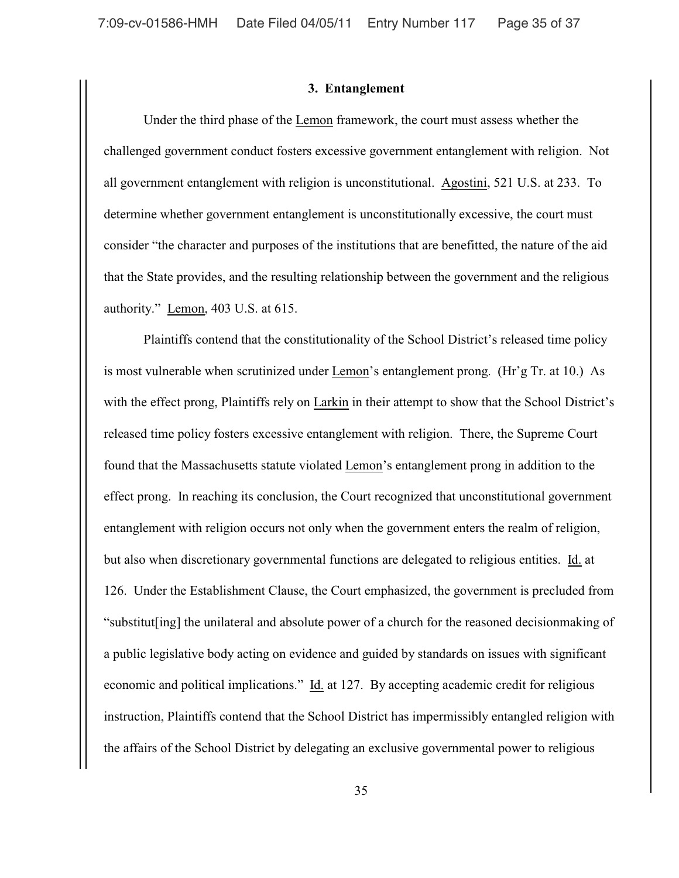### 3. Entanglement

Under the third phase of the Lemon framework, the court must assess whether the challenged government conduct fosters excessive government entanglement with religion. Not all government entanglement with religion is unconstitutional. Agostini, 521 U.S. at 233. To determine whether government entanglement is unconstitutionally excessive, the court must consider "the character and purposes of the institutions that are benefitted, the nature of the aid that the State provides, and the resulting relationship between the government and the religious authority." Lemon, 403 U.S. at 615.

Plaintiffs contend that the constitutionality of the School District's released time policy is most vulnerable when scrutinized under Lemon's entanglement prong. (Hr'g Tr. at 10.) As with the effect prong, Plaintiffs rely on Larkin in their attempt to show that the School District's released time policy fosters excessive entanglement with religion. There, the Supreme Court found that the Massachusetts statute violated Lemon's entanglement prong in addition to the effect prong. In reaching its conclusion, the Court recognized that unconstitutional government entanglement with religion occurs not only when the government enters the realm of religion, but also when discretionary governmental functions are delegated to religious entities. Id. at 126. Under the Establishment Clause, the Court emphasized, the government is precluded from "substitut[ing] the unilateral and absolute power of a church for the reasoned decisionmaking of a public legislative body acting on evidence and guided by standards on issues with significant economic and political implications." Id. at 127. By accepting academic credit for religious instruction, Plaintiffs contend that the School District has impermissibly entangled religion with the affairs of the School District by delegating an exclusive governmental power to religious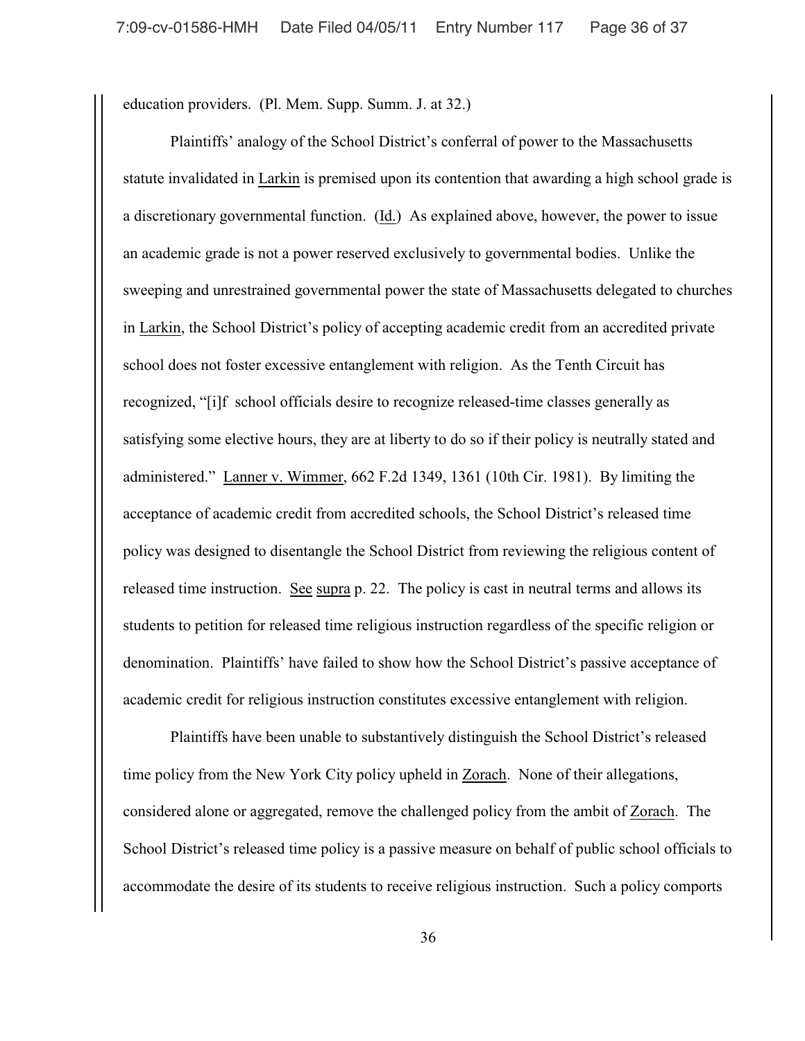education providers. (Pl. Mem. Supp. Summ. J. at 32.)

Plaintiffs' analogy of the School District's conferral of power to the Massachusetts statute invalidated in Larkin is premised upon its contention that awarding a high school grade is a discretionary governmental function. (Id.) As explained above, however, the power to issue an academic grade is not a power reserved exclusively to governmental bodies. Unlike the sweeping and unrestrained governmental power the state of Massachusetts delegated to churches in Larkin, the School District's policy of accepting academic credit from an accredited private school does not foster excessive entanglement with religion. As the Tenth Circuit has recognized, "[i]f school officials desire to recognize released-time classes generally as satisfying some elective hours, they are at liberty to do so if their policy is neutrally stated and administered." Lanner v. Wimmer, 662 F.2d 1349, 1361 (10th Cir. 1981). By limiting the acceptance of academic credit from accredited schools, the School District's released time policy was designed to disentangle the School District from reviewing the religious content of released time instruction. See supra p. 22. The policy is cast in neutral terms and allows its students to petition for released time religious instruction regardless of the specific religion or denomination. Plaintiffs' have failed to show how the School District's passive acceptance of academic credit for religious instruction constitutes excessive entanglement with religion.

Plaintiffs have been unable to substantively distinguish the School District's released time policy from the New York City policy upheld in Zorach. None of their allegations, considered alone or aggregated, remove the challenged policy from the ambit of Zorach. The School District's released time policy is a passive measure on behalf of public school officials to accommodate the desire of its students to receive religious instruction. Such a policy comports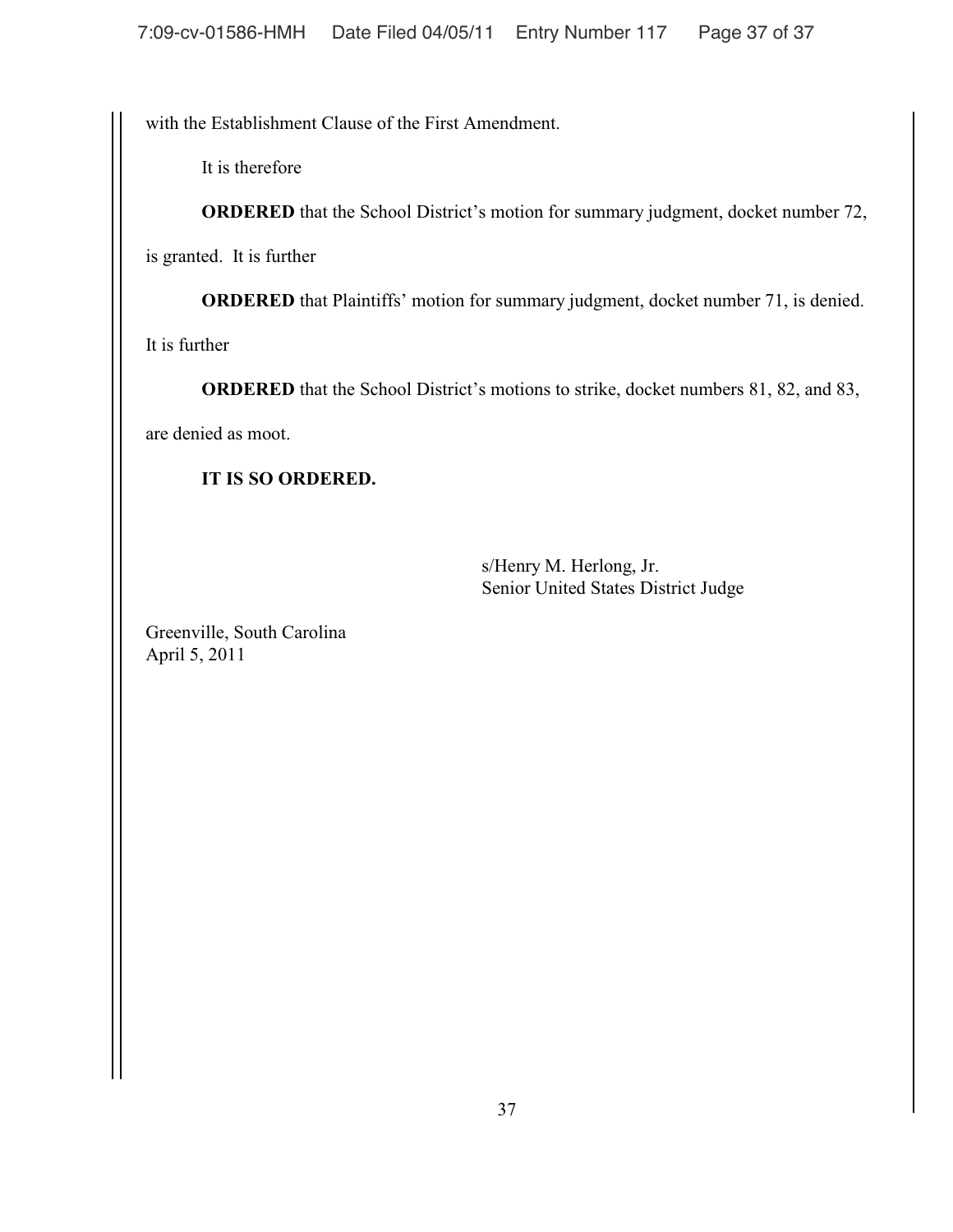with the Establishment Clause of the First Amendment.

It is therefore

**ORDERED** that the School District's motion for summary judgment, docket number 72, is granted. It is further

**ORDERED** that Plaintiffs' motion for summary judgment, docket number 71, is denied. It is further

**ORDERED** that the School District's motions to strike, docket numbers 81, 82, and 83, are denied as moot.

**IT IS SO ORDERED.**

s/Henry M. Herlong, Jr.
Senior United States District Judge

Greenville, South Carolina
April 5, 2011